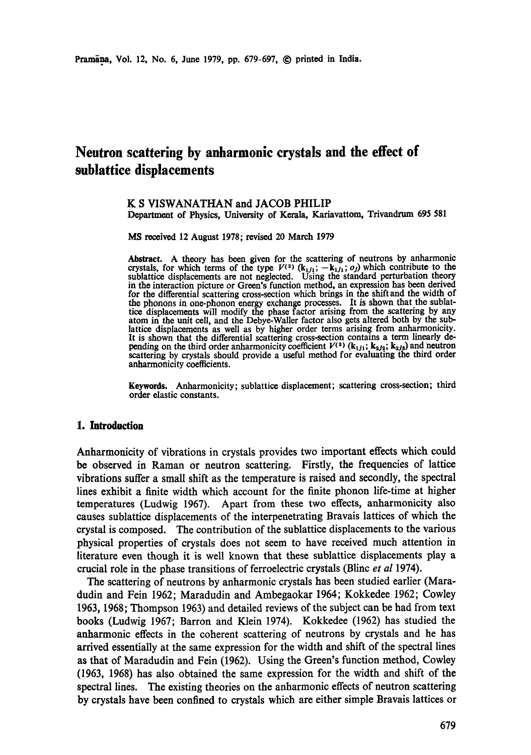# Neutron scattering by anharmonic crystals and the effect of sublattice displacements

K S VISWANATHAN and JACOB PHILIP

Department of Physics, University of Kerala, Kariavattom, Trivandrum 695 581

MS received 12 August 1978; revised 20 March 1979

**Abstract.** A theory has been given for the scattering of neutrons by anharmonic crystals, for which terms of the type $V^{(3)}(\mathbf{k}_{1j_1}; -\mathbf{k}_{1j_1}; o_j)$ which contribute to the sublattice displacements are not neglected. Using the standard perturbation theory in the interaction picture or Green's function method, an expression has been derived for the differential scattering cross-section which brings in the shift and the width of the phonons in one-phonon energy exchange processes. It is shown that the sublattice displacements will modify the phase factor arising from the scattering by any atom in the unit cell, and the Debye-Waller factor also gets altered both by the sublattice displacements as well as by higher order terms arising from anharmonicity. It is shown that the differential scattering cross-section contains a term linearly depending on the third order anharmonicity coefficient $V^{(3)}(\mathbf{k}_{1j_1}; \mathbf{k}_{2j_2}; \mathbf{k}_{3j_3})$ and neutron scattering by crystals should provide a useful method for evaluating the third order anharmonicity coefficients.

**Keywords.** Anharmonicity; sublattice displacement; scattering cross-section; third order elastic constants.

## 1. Introduction

Anharmonicity of vibrations in crystals provides two important effects which could be observed in Raman or neutron scattering. Firstly, the frequencies of lattice vibrations suffer a small shift as the temperature is raised and secondly, the spectral lines exhibit a finite width which account for the finite phonon life-time at higher temperatures (Ludwig 1967). Apart from these two effects, anharmonicity also causes sublattice displacements of the interpenetrating Bravais lattices of which the crystal is composed. The contribution of the sublattice displacements to the various physical properties of crystals does not seem to have received much attention in literature even though it is well known that these sublattice displacements play a crucial role in the phase transitions of ferroelectric crystals (Blinc *et al* 1974).

The scattering of neutrons by anharmonic crystals has been studied earlier (Maradudin and Fein 1962; Maradudin and Ambegaokar 1964; Kokkedee 1962; Cowley 1963, 1968; Thompson 1963) and detailed reviews of the subject can be had from text books (Ludwig 1967; Barron and Klein 1974). Kokkedee (1962) has studied the anharmonic effects in the coherent scattering of neutrons by crystals and he has arrived essentially at the same expression for the width and shift of the spectral lines as that of Maradudin and Fein (1962). Using the Green's function method, Cowley (1963, 1968) has also obtained the same expression for the width and shift of the spectral lines. The existing theories on the anharmonic effects of neutron scattering by crystals have been confined to crystals which are either simple Bravais lattices or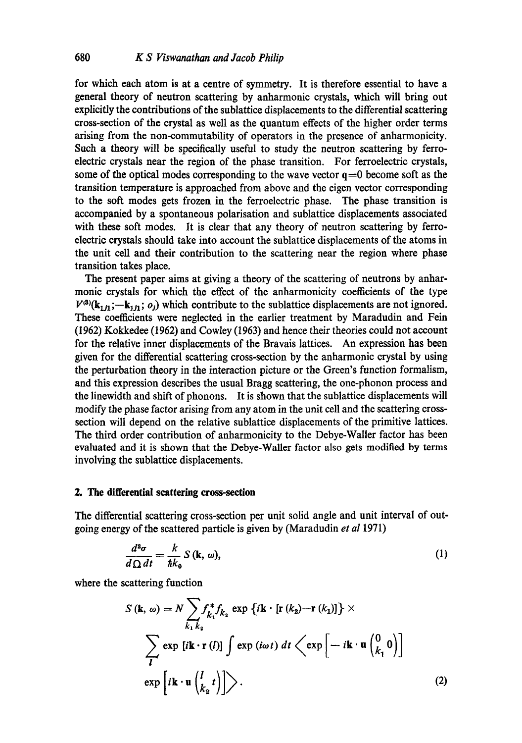for which each atom is at a centre of symmetry. It is therefore essential to have a general theory of neutron scattering by anharmonic crystals, which will bring out explicitly the contributions of the sublattice displacements to the differential scattering cross-section of the crystal as well as the quantum effects of the higher order terms arising from the non-commutability of operators in the presence of anharmonicity. Such a theory will be specifically useful to study the neutron scattering by ferroelectric crystals near the region of the phase transition. For ferroelectric crystals, some of the optical modes corresponding to the wave vector $\mathbf{q}=0$ become soft as the transition temperature is approached from above and the eigen vector corresponding to the soft modes gets frozen in the ferroelectric phase. The phase transition is accompanied by a spontaneous polarisation and sublattice displacements associated with these soft modes. It is clear that any theory of neutron scattering by ferroelectric crystals should take into account the sublattice displacements of the atoms in the unit cell and their contribution to the scattering near the region where phase transition takes place.

The present paper aims at giving a theory of the scattering of neutrons by anharmonic crystals for which the effect of the anharmonicity coefficients of the type $V^{(3)}(\mathbf{k}_{1j1};-\mathbf{k}_{1j1};\,o_j)$ which contribute to the sublattice displacements are not ignored. These coefficients were neglected in the earlier treatment by Maradudin and Fein (1962) Kokkedee (1962) and Cowley (1963) and hence their theories could not account for the relative inner displacements of the Bravais lattices. An expression has been given for the differential scattering cross-section by the anharmonic crystal by using the perturbation theory in the interaction picture or the Green's function formalism, and this expression describes the usual Bragg scattering, the one-phonon process and the linewidth and shift of phonons. It is shown that the sublattice displacements will modify the phase factor arising from any atom in the unit cell and the scattering cross-section will depend on the relative sublattice displacements of the primitive lattices. The third order contribution of anharmonicity to the Debye-Waller factor has been evaluated and it is shown that the Debye-Waller factor also gets modified by terms involving the sublattice displacements.

## 2. The differential scattering cross-section

The differential scattering cross-section per unit solid angle and unit interval of outgoing energy of the scattered particle is given by (Maradudin *et al* 1971)

$$\frac{d^2\sigma}{d\Omega\, dt} = \frac{k}{\hbar k_0}\, S(\mathbf{k},\omega), \tag{1}$$

where the scattering function

$$S(\mathbf{k},\omega) = N \sum_{k_1 k_2} f_{k_1}^{*} f_{k_2} \exp\{i\mathbf{k}\cdot[\mathbf{r}(k_2)-\mathbf{r}(k_1)]\}\times \sum_{l} \exp[i\mathbf{k}\cdot\mathbf{r}(l)] \int \exp(i\omega t)\, dt \left\langle \exp\left[-i\mathbf{k}\cdot\mathbf{u}\begin{pmatrix}0\\k_1\end{pmatrix}0\right)\right] \exp\left[i\mathbf{k}\cdot\mathbf{u}\begin{pmatrix}l\\k_2\end{pmatrix}t\right)\right]\right\rangle. \tag{2}$$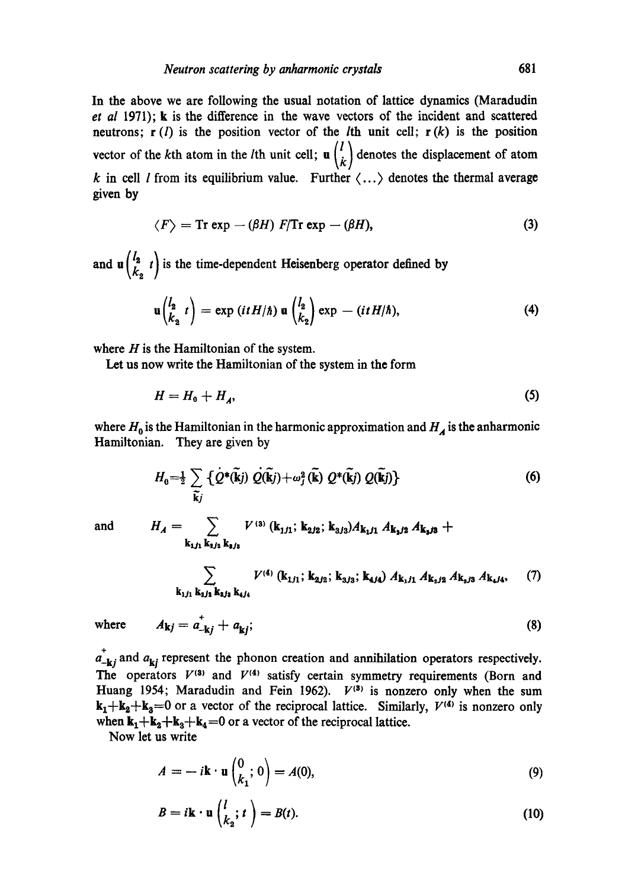In the above we are following the usual notation of lattice dynamics (Maradudin *et al* 1971); $\mathbf{k}$ is the difference in the wave vectors of the incident and scattered neutrons; $\mathbf{r}(l)$ is the position vector of the $l$th unit cell; $\mathbf{r}(k)$ is the position vector of the $k$th atom in the $l$th unit cell; $\mathbf{u}\begin{pmatrix} l \\ k \end{pmatrix}$ denotes the displacement of atom $k$ in cell $l$ from its equilibrium value. Further $\langle \ldots \rangle$ denotes the thermal average given by

$$\langle F \rangle = \text{Tr} \exp - (\beta H)\, F / \text{Tr} \exp - (\beta H), \tag{3}$$

and $\mathbf{u}\begin{pmatrix} l_2 & t \\ k_2 & \end{pmatrix}$ is the time-dependent Heisenberg operator defined by

$$\mathbf{u}\begin{pmatrix} l_2 & t \\ k_2 & \end{pmatrix} = \exp (itH/\hbar)\, \mathbf{u}\begin{pmatrix} l_2 \\ k_2 \end{pmatrix} \exp - (itH/\hbar), \tag{4}$$

where $H$ is the Hamiltonian of the system.

Let us now write the Hamiltonian of the system in the form

$$H = H_0 + H_A, \tag{5}$$

where $H_0$ is the Hamiltonian in the harmonic approximation and $H_A$ is the anharmonic Hamiltonian. They are given by

$$H_0 = \tfrac{1}{2} \sum_{\tilde{\mathbf{k}}j} \{\dot{Q}^*(\tilde{\mathbf{k}}j)\, \dot{Q}(\tilde{\mathbf{k}}j) + \omega_j^2(\tilde{\mathbf{k}})\, Q^*(\tilde{\mathbf{k}}j)\, Q(\tilde{\mathbf{k}}j)\} \tag{6}$$

and

$$H_A = \sum_{\mathbf{k}_1 j_1 \mathbf{k}_2 j_2 \mathbf{k}_3 j_3} V^{(3)}(\mathbf{k}_1 j_1; \mathbf{k}_2 j_2; \mathbf{k}_3 j_3) A_{\mathbf{k}_1 j_1} A_{\mathbf{k}_2 j_2} A_{\mathbf{k}_3 j_3} + \sum_{\mathbf{k}_1 j_1 \mathbf{k}_2 j_2 \mathbf{k}_3 j_3 \mathbf{k}_4 j_4} V^{(4)}(\mathbf{k}_1 j_1; \mathbf{k}_2 j_2; \mathbf{k}_3 j_3; \mathbf{k}_4 j_4) A_{\mathbf{k}_1 j_1} A_{\mathbf{k}_2 j_2} A_{\mathbf{k}_3 j_3} A_{\mathbf{k}_4 j_4}, \tag{7}$$

where

$$A_{\mathbf{k}j} = \overset{+}{a}_{-\mathbf{k}j} + a_{\mathbf{k}j}; \tag{8}$$

$\overset{+}{a}_{-\mathbf{k}j}$ and $a_{\mathbf{k}j}$ represent the phonon creation and annihilation operators respectively. The operators $V^{(3)}$ and $V^{(4)}$ satisfy certain symmetry requirements (Born and Huang 1954; Maradudin and Fein 1962). $V^{(3)}$ is nonzero only when the sum $\mathbf{k}_1 + \mathbf{k}_2 + \mathbf{k}_3 = 0$ or a vector of the reciprocal lattice. Similarly, $V^{(4)}$ is nonzero only when $\mathbf{k}_1 + \mathbf{k}_2 + \mathbf{k}_3 + \mathbf{k}_4 = 0$ or a vector of the reciprocal lattice.

Now let us write

$$A = -i\mathbf{k} \cdot \mathbf{u}\begin{pmatrix} 0 & ; 0 \\ k_1 & \end{pmatrix} = A(0), \tag{9}$$

$$B = i\mathbf{k} \cdot \mathbf{u}\begin{pmatrix} l & ; t \\ k_2 & \end{pmatrix} = B(t). \tag{10}$$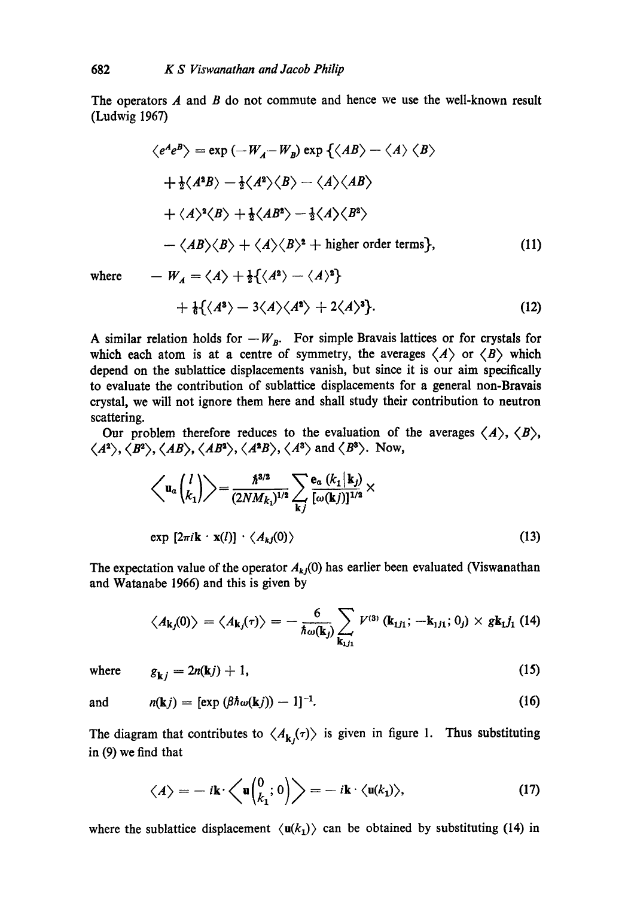The operators $A$ and $B$ do not commute and hence we use the well-known result (Ludwig 1967)

$$\langle e^A e^B \rangle = \exp(-W_A - W_B) \exp \{\langle AB \rangle - \langle A \rangle \langle B \rangle$$
$$+ \tfrac{1}{2}\langle A^2 B \rangle - \tfrac{1}{2}\langle A^2 \rangle \langle B \rangle - \langle A \rangle \langle AB \rangle$$
$$+ \langle A \rangle^2 \langle B \rangle + \tfrac{1}{2}\langle AB^2 \rangle - \tfrac{1}{2}\langle A \rangle \langle B^2 \rangle$$
$$- \langle AB \rangle \langle B \rangle + \langle A \rangle \langle B \rangle^2 + \text{higher order terms}\}, \tag{11}$$

where

$$-W_A = \langle A \rangle + \tfrac{1}{2}\{\langle A^2 \rangle - \langle A \rangle^2\}$$
$$+ \tfrac{1}{6}\{\langle A^3 \rangle - 3\langle A \rangle \langle A^2 \rangle + 2\langle A \rangle^3\}. \tag{12}$$

A similar relation holds for $-W_B$. For simple Bravais lattices or for crystals for which each atom is at a centre of symmetry, the averages $\langle A \rangle$ or $\langle B \rangle$ which depend on the sublattice displacements vanish, but since it is our aim specifically to evaluate the contribution of sublattice displacements for a general non-Bravais crystal, we will not ignore them here and shall study their contribution to neutron scattering.

Our problem therefore reduces to the evaluation of the averages $\langle A \rangle$, $\langle B \rangle$, $\langle A^2 \rangle$, $\langle B^2 \rangle$, $\langle AB \rangle$, $\langle AB^2 \rangle$, $\langle A^2 B \rangle$, $\langle A^3 \rangle$ and $\langle B^3 \rangle$. Now,

$$\left\langle \mathbf{u}_a \begin{pmatrix} l \\ k_1 \end{pmatrix} \right\rangle = \frac{\hbar^{3/2}}{(2NM_{k_1})^{1/2}} \sum_{\mathbf{k}j} \frac{\mathbf{e}_a(k_1 | \mathbf{k}j)}{[\omega(\mathbf{k}j)]^{1/2}} \times$$
$$\exp[2\pi i \mathbf{k} \cdot \mathbf{x}(l)] \cdot \langle A_{\mathbf{k}j}(0) \rangle \tag{13}$$

The expectation value of the operator $A_{\mathbf{k}j}(0)$ has earlier been evaluated (Viswanathan and Watanabe 1966) and this is given by

$$\langle A_{\mathbf{k}_j}(0) \rangle = \langle A_{\mathbf{k}_j}(\tau) \rangle = -\frac{6}{\hbar \omega(\mathbf{k}_j)} \sum_{\mathbf{k}_1 j_1} V^{(3)}(\mathbf{k}_1 j_1; -\mathbf{k}_1 j_1; 0_j) \times g_{\mathbf{k}_1 j_1} \tag{14}$$

where
$$g_{\mathbf{k}j} = 2n(\mathbf{k}j) + 1, \tag{15}$$

and
$$n(\mathbf{k}j) = [\exp(\beta \hbar \omega(\mathbf{k}j)) - 1]^{-1}. \tag{16}$$

The diagram that contributes to $\langle A_{\mathbf{k}_j}(\tau) \rangle$ is given in figure 1. Thus substituting in (9) we find that

$$\langle A \rangle = -i\mathbf{k} \cdot \left\langle \mathbf{u} \begin{pmatrix} 0 \\ k_1 \end{pmatrix}; 0 \right\rangle = -i\mathbf{k} \cdot \langle \mathbf{u}(k_1) \rangle, \tag{17}$$

where the sublattice displacement $\langle \mathbf{u}(k_1) \rangle$ can be obtained by substituting (14) in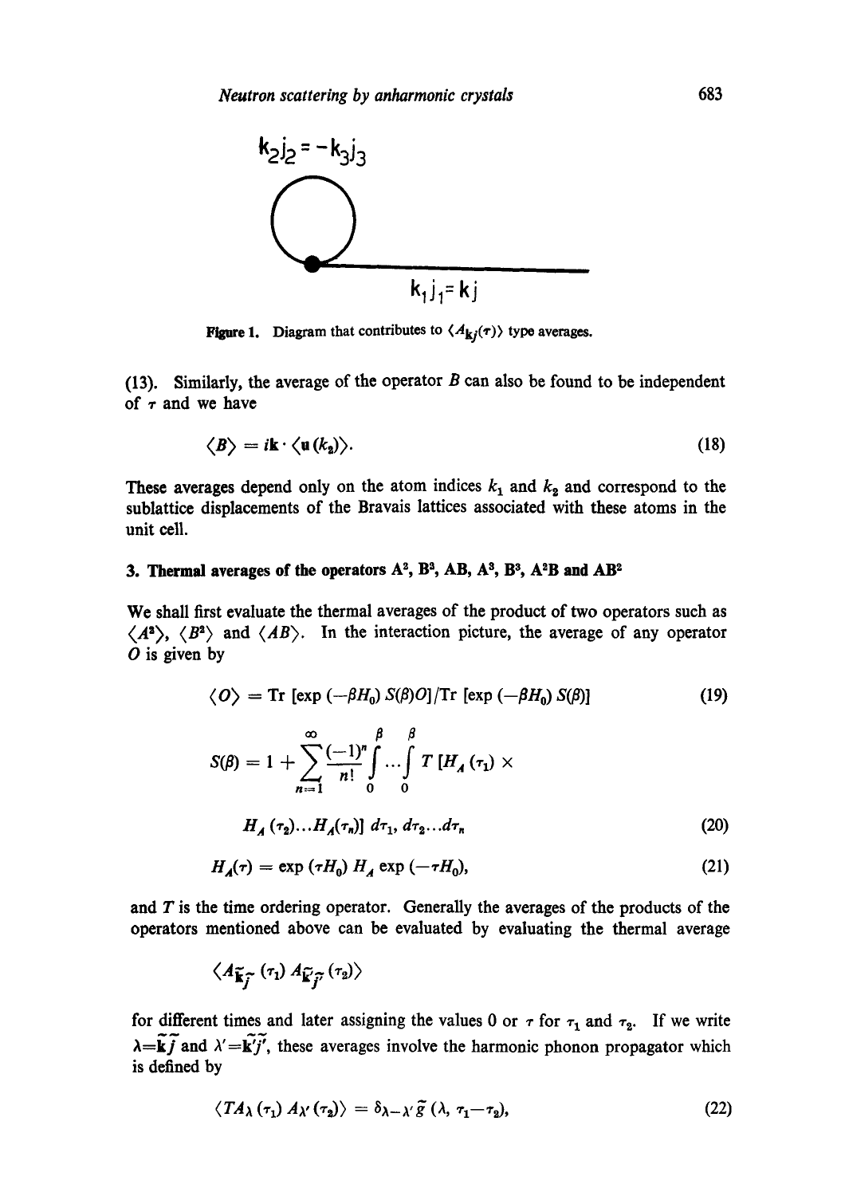Figure 1. Diagram that contributes to $\langle A_{\mathbf{k}j}(\tau)\rangle$ type averages.

(13). Similarly, the average of the operator $B$ can also be found to be independent of $\tau$ and we have

$$\langle B\rangle = i\mathbf{k}\cdot\langle \mathbf{u}(k_2)\rangle. \tag{18}$$

These averages depend only on the atom indices $k_1$ and $k_2$ and correspond to the sublattice displacements of the Bravais lattices associated with these atoms in the unit cell.

## 3. Thermal averages of the operators $A^2$, $B^2$, $AB$, $A^3$, $B^3$, $A^2B$ and $AB^2$

We shall first evaluate the thermal averages of the product of two operators such as $\langle A^2\rangle$, $\langle B^2\rangle$ and $\langle AB\rangle$. In the interaction picture, the average of any operator $O$ is given by

$$\langle O\rangle = \mathrm{Tr}\,[\exp(-\beta H_0)\, S(\beta) O]/\mathrm{Tr}\,[\exp(-\beta H_0)\, S(\beta)] \tag{19}$$

$$S(\beta) = 1 + \sum_{n=1}^{\infty} \frac{(-1)^n}{n!} \int_0^{\beta} \ldots \int_0^{\beta} T\,[H_A(\tau_1) \times H_A(\tau_2)\ldots H_A(\tau_n)]\, d\tau_1, d\tau_2 \ldots d\tau_n \tag{20}$$

$$H_A(\tau) = \exp(\tau H_0)\, H_A \exp(-\tau H_0), \tag{21}$$

and $T$ is the time ordering operator. Generally the averages of the products of the operators mentioned above can be evaluated by evaluating the thermal average

$$\langle A_{\tilde{\mathbf{k}}\tilde{j}}(\tau_1)\, A_{\tilde{\mathbf{k}}'\tilde{j}'}(\tau_2)\rangle$$

for different times and later assigning the values 0 or $\tau$ for $\tau_1$ and $\tau_2$. If we write $\lambda = \tilde{\mathbf{k}}\tilde{j}$ and $\lambda' = \tilde{\mathbf{k}}'\tilde{j}'$, these averages involve the harmonic phonon propagator which is defined by

$$\langle T A_{\lambda}(\tau_1)\, A_{\lambda'}(\tau_2)\rangle = \delta_{\lambda-\lambda'}\, \tilde{g}\,(\lambda, \tau_1 - \tau_2), \tag{22}$$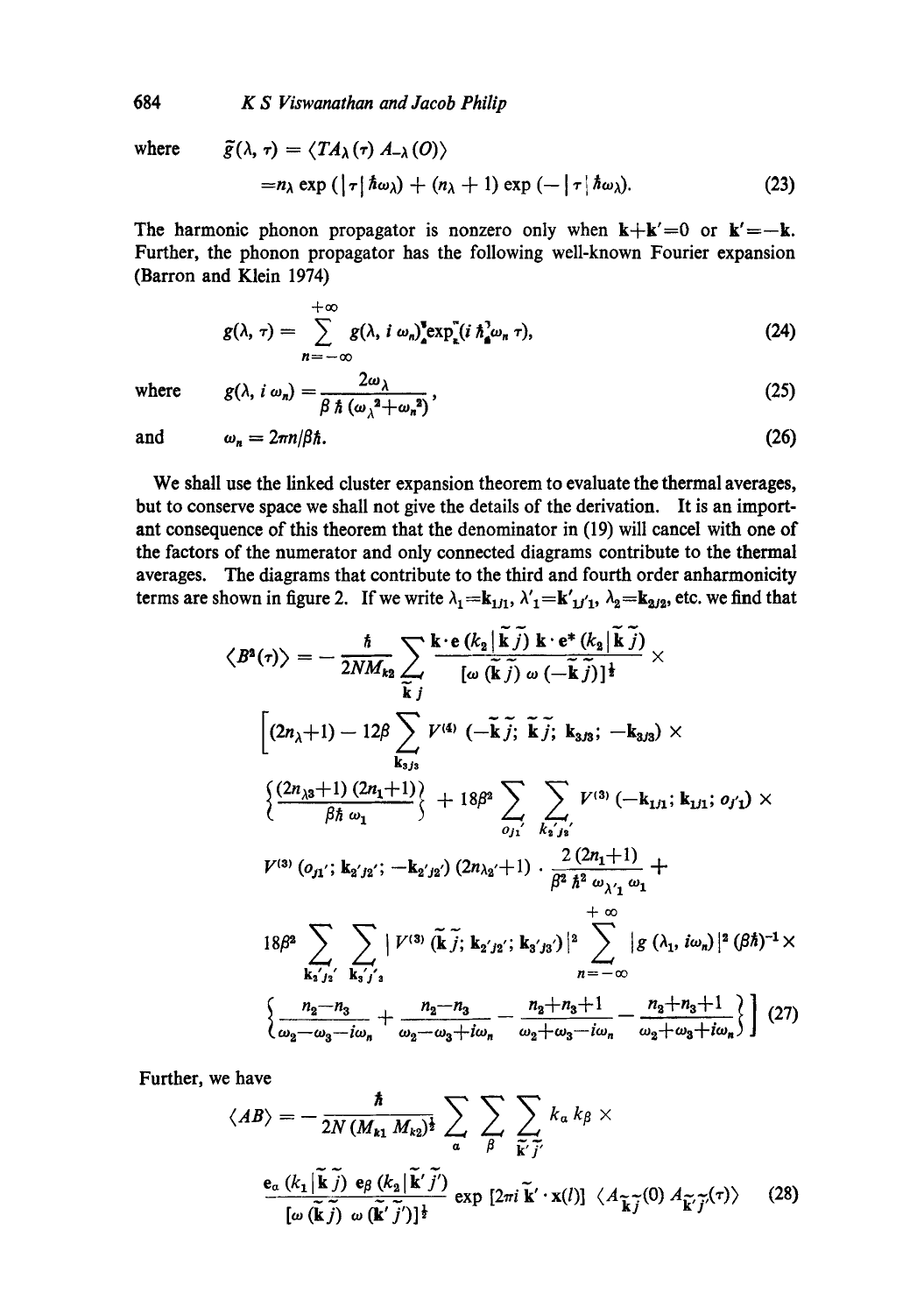where
$$\tilde{g}(\lambda, \tau) = \langle TA_\lambda(\tau) A_{-\lambda}(O)\rangle$$
$$= n_\lambda \exp(|\tau| \hbar\omega_\lambda) + (n_\lambda + 1)\exp(-|\tau| \hbar\omega_\lambda). \tag{23}$$

The harmonic phonon propagator is nonzero only when $\mathbf{k}+\mathbf{k}'=0$ or $\mathbf{k}'=-\mathbf{k}$. Further, the phonon propagator has the following well-known Fourier expansion (Barron and Klein 1974)

$$g(\lambda, \tau) = \sum_{n=-\infty}^{+\infty} g(\lambda, i\,\omega_n) \exp(i\,\hbar\,\omega_n\,\tau), \tag{24}$$

where
$$g(\lambda, i\,\omega_n) = \frac{2\omega_\lambda}{\beta\,\hbar\,(\omega_\lambda^2+\omega_n^2)}, \tag{25}$$

and
$$\omega_n = 2\pi n/\beta\hbar. \tag{26}$$

We shall use the linked cluster expansion theorem to evaluate the thermal averages, but to conserve space we shall not give the details of the derivation. It is an important consequence of this theorem that the denominator in (19) will cancel with one of the factors of the numerator and only connected diagrams contribute to the thermal averages. The diagrams that contribute to the third and fourth order anharmonicity terms are shown in figure 2. If we write $\lambda_1 = \mathbf{k}_{1j1}$, $\lambda'_1 = \mathbf{k}'_{1j'1}$, $\lambda_2 = \mathbf{k}_{2j2}$, etc. we find that

$$\langle B^2(\tau)\rangle = -\frac{\hbar}{2NM_{k2}} \sum_{\tilde{\mathbf{k}}\tilde{j}} \frac{\mathbf{k}\cdot\mathbf{e}\,(k_2|\tilde{\mathbf{k}}\tilde{j})\;\mathbf{k}\cdot\mathbf{e}^*\,(k_2|\tilde{\mathbf{k}}\tilde{j})}{[\omega\,(\tilde{\mathbf{k}}\tilde{j})\;\omega\,(-\tilde{\mathbf{k}}\tilde{j})]^{\frac{1}{2}}} \times$$
$$\Bigg[(2n_\lambda+1) - 12\beta \sum_{\mathbf{k}_3 j_3} V^{(4)}\,(-\tilde{\mathbf{k}}\tilde{j};\, \tilde{\mathbf{k}}\tilde{j};\, \mathbf{k}_{3j3};\, -\mathbf{k}_{3j3}) \times$$
$$\left\{\frac{(2n_{\lambda 3}+1)\,(2n_1+1)}{\beta\hbar\,\omega_1}\right\} + 18\beta^2 \sum_{oj_1'} \sum_{k_2' j_2'} V^{(3)}\,(-\mathbf{k}_{1j1};\, \mathbf{k}_{1j1};\, o_{j'1}) \times$$
$$V^{(3)}\,(o_{j1}';\, \mathbf{k}_{2'j2'};\, -\mathbf{k}_{2'j2'})\,(2n_{\lambda_2'}+1)\cdot\frac{2\,(2n_1+1)}{\beta^2\,\hbar^2\,\omega_{\lambda'_1}\,\omega_1} +$$
$$18\beta^2 \sum_{\mathbf{k}_2' j_2'} \sum_{\mathbf{k}_3' j_3'} |V^{(3)}\,(\tilde{\mathbf{k}}\tilde{j};\, \mathbf{k}_{2'j2'};\, \mathbf{k}_{3'j3'})|^2 \sum_{n=-\infty}^{+\infty} |g\,(\lambda_1, i\omega_n)|^2\,(\beta\hbar)^{-1} \times$$
$$\left\{\frac{n_2-n_3}{\omega_2-\omega_3-i\omega_n} + \frac{n_2-n_3}{\omega_2-\omega_3+i\omega_n} - \frac{n_2+n_3+1}{\omega_2+\omega_3-i\omega_n} - \frac{n_2+n_3+1}{\omega_2+\omega_3+i\omega_n}\right\}\Bigg] \tag{27}$$

Further, we have

$$\langle AB\rangle = -\frac{\hbar}{2N\,(M_{k1}\,M_{k2})^{\frac{1}{2}}} \sum_\alpha \sum_\beta \sum_{\tilde{\mathbf{k}}'\tilde{j}'} k_\alpha\, k_\beta \times$$
$$\frac{\mathbf{e}_\alpha\,(k_1|\tilde{\mathbf{k}}\tilde{j})\;\mathbf{e}_\beta\,(k_2|\tilde{\mathbf{k}}'\tilde{j}')}{[\omega\,(\tilde{\mathbf{k}}\tilde{j})\;\omega\,(\tilde{\mathbf{k}}'\tilde{j}')]^{\frac{1}{2}}} \exp\,[2\pi i\,\tilde{\mathbf{k}}'\cdot\mathbf{x}(l)]\;\langle A_{\tilde{\mathbf{k}}\tilde{j}}(0)\, A_{\tilde{\mathbf{k}}'\tilde{j}'}(\tau)\rangle \tag{28}$$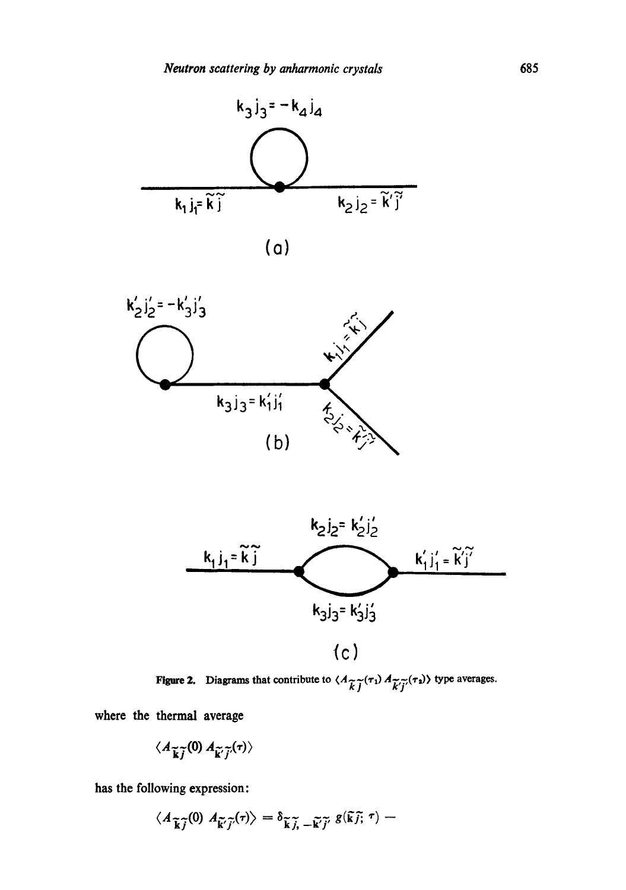**Figure 2.** Diagrams that contribute to $\langle A_{\tilde{k}\tilde{j}}(\tau_1)\, A_{\tilde{k}'\tilde{j}'}(\tau_2)\rangle$ type averages.

where the thermal average

$$\langle A_{\tilde{\mathbf{k}}\tilde{j}}(0)\, A_{\tilde{\mathbf{k}}'\tilde{j}'}(\tau)\rangle$$

has the following expression:

$$\langle A_{\tilde{\mathbf{k}}\tilde{j}}(0)\, A_{\tilde{\mathbf{k}}'\tilde{j}'}(\tau)\rangle = \delta_{\tilde{\mathbf{k}}\tilde{j},\, -\tilde{\mathbf{k}}'\tilde{j}'}\; g(\tilde{\mathbf{k}}\tilde{j};\, \tau) -$$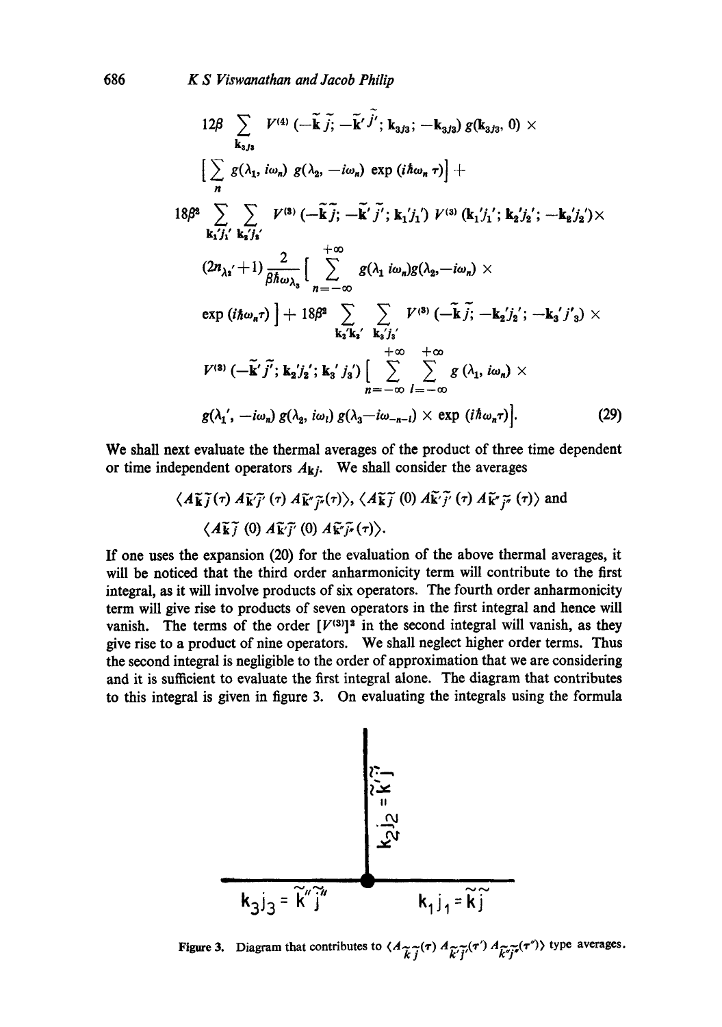$$12\beta \sum_{\mathbf{k}_3 j_3} V^{(4)}(-\tilde{\mathbf{k}}\tilde{j};\, -\tilde{\mathbf{k}}'\tilde{j}';\, \mathbf{k}_3 j_3;\, -\mathbf{k}_3 j_3)\, g(\mathbf{k}_3 j_3, 0)\, \times$$

$$\Big[\sum_n g(\lambda_1, i\omega_n)\, g(\lambda_2, -i\omega_n)\, \exp(i\hbar\omega_n \tau)\Big] +$$

$$18\beta^2 \sum_{\mathbf{k}_1' j_1'} \sum_{\mathbf{k}_2' j_2'} V^{(3)}(-\tilde{\mathbf{k}}\tilde{j};\, -\tilde{\mathbf{k}}'\tilde{j}';\, \mathbf{k}_1' j_1')\, V^{(3)}(\mathbf{k}_1' j_1';\, \mathbf{k}_2' j_2';\, -\mathbf{k}_2' j_2') \times$$

$$(2n_{\lambda_2'}+1)\, \frac{2}{\beta\hbar\omega_{\lambda_3}} \Big[\sum_{n=-\infty}^{+\infty} g(\lambda_1\, i\omega_n) g(\lambda_2, -i\omega_n) \times$$

$$\exp(i\hbar\omega_n \tau)\Big] + 18\beta^2 \sum_{\mathbf{k}_2' j_2'} \sum_{\mathbf{k}_3' j_3'} V^{(3)}(-\tilde{\mathbf{k}}\tilde{j};\, -\mathbf{k}_2' j_2';\, -\mathbf{k}_3' j_3') \times$$

$$V^{(3)}(-\tilde{\mathbf{k}}'\tilde{j}';\, \mathbf{k}_2' j_2';\, \mathbf{k}_3' j_3') \Big[\sum_{n=-\infty}^{+\infty} \sum_{l=-\infty}^{+\infty} g(\lambda_1, i\omega_n) \times$$

$$g(\lambda_1', -i\omega_n)\, g(\lambda_2, i\omega_l)\, g(\lambda_3 - i\omega_{-n-l}) \times \exp(i\hbar\omega_n \tau)\Big]. \qquad (29)$$

We shall next evaluate the thermal averages of the product of three time dependent or time independent operators $A_{\mathbf{k}j}$. We shall consider the averages

$$\langle A_{\tilde{\mathbf{k}}\tilde{j}}(\tau)\, A_{\tilde{\mathbf{k}}'\tilde{j}'}(\tau)\, A_{\tilde{\mathbf{k}}''\tilde{j}''}(\tau)\rangle,\ \langle A_{\tilde{\mathbf{k}}\tilde{j}}(0)\, A_{\tilde{\mathbf{k}}'\tilde{j}'}(\tau)\, A_{\tilde{\mathbf{k}}''\tilde{j}''}(\tau)\rangle \text{ and}$$

$$\langle A_{\tilde{\mathbf{k}}\tilde{j}}(0)\, A_{\tilde{\mathbf{k}}'\tilde{j}'}(0)\, A_{\tilde{\mathbf{k}}''\tilde{j}''}(\tau)\rangle.$$

If one uses the expansion (20) for the evaluation of the above thermal averages, it will be noticed that the third order anharmonicity term will contribute to the first integral, as it will involve products of six operators. The fourth order anharmonicity term will give rise to products of seven operators in the first integral and hence will vanish. The terms of the order $[V^{(3)}]^2$ in the second integral will vanish, as they give rise to a product of nine operators. We shall neglect higher order terms. Thus the second integral is negligible to the order of approximation that we are considering and it is sufficient to evaluate the first integral alone. The diagram that contributes to this integral is given in figure 3. On evaluating the integrals using the formula

$\mathbf{k}_2 j_2 = \tilde{\mathbf{k}}'\tilde{j}'$

$\mathbf{k}_3 j_3 = \tilde{\mathbf{k}}''\tilde{j}''$ $\mathbf{k}_1 j_1 = \tilde{\mathbf{k}}\tilde{j}$

**Figure 3.** Diagram that contributes to $\langle A_{\tilde{k}\tilde{j}}(\tau)\, A_{\tilde{k}'\tilde{j}'}(\tau')\, A_{\tilde{k}''\tilde{j}''}(\tau'')\rangle$ type averages.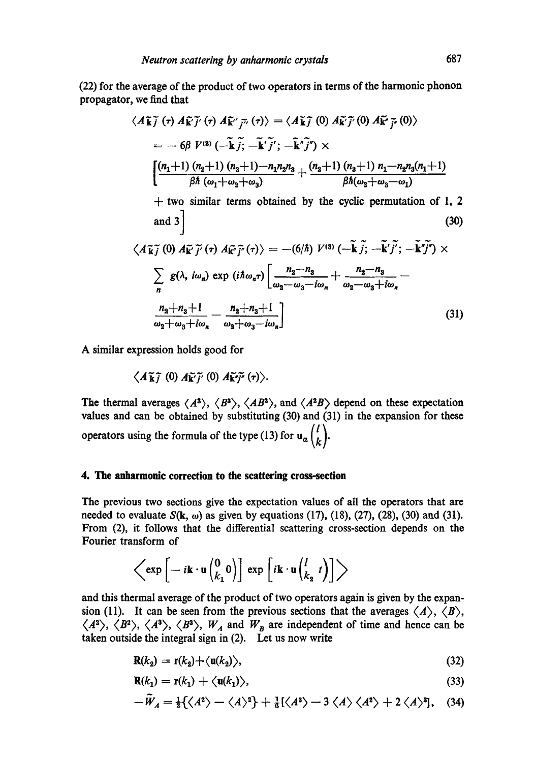(22) for the average of the product of two operators in terms of the harmonic phonon propagator, we find that

$$\langle A_{\tilde{\mathbf{k}}\tilde{j}}(\tau)\, A_{\tilde{\mathbf{k}}'\tilde{j}'}(\tau)\, A_{\tilde{\mathbf{k}}''\tilde{j}''}(\tau)\rangle = \langle A_{\tilde{\mathbf{k}}\tilde{j}}(0)\, A_{\tilde{\mathbf{k}}'\tilde{j}'}(0)\, A_{\tilde{\mathbf{k}}''\tilde{j}''}(0)\rangle$$

$$= -6\beta\, V^{(3)}(-\tilde{\mathbf{k}}\tilde{j};\, -\tilde{\mathbf{k}}'\tilde{j}';\, -\tilde{\mathbf{k}}''\tilde{j}'') \times$$

$$\Bigg[\frac{(n_1+1)(n_2+1)(n_3+1)-n_1n_2n_3}{\beta\hbar\,(\omega_1+\omega_2+\omega_3)} + \frac{(n_2+1)(n_3+1)\,n_1-n_2n_3(n_1+1)}{\beta\hbar(\omega_2+\omega_3-\omega_1)}$$

$$+ \text{ two similar terms obtained by the cyclic permutation of 1, 2 and 3}\Bigg] \tag{30}$$

$$\langle A_{\tilde{\mathbf{k}}\tilde{j}}(0)\, A_{\tilde{\mathbf{k}}'\tilde{j}'}(\tau)\, A_{\tilde{\mathbf{k}}''\tilde{j}''}(\tau)\rangle = -(6/\hbar)\, V^{(3)}(-\tilde{\mathbf{k}}\tilde{j};\, -\tilde{\mathbf{k}}'\tilde{j}';\, -\tilde{\mathbf{k}}''\tilde{j}'') \times$$

$$\sum_n g(\lambda, i\omega_n)\exp(i\hbar\omega_n\tau)\Bigg[\frac{n_2-n_3}{\omega_2-\omega_3-i\omega_n} + \frac{n_2-n_3}{\omega_2-\omega_3+i\omega_n} -$$

$$\frac{n_2+n_3+1}{\omega_2+\omega_3+i\omega_n} - \frac{n_2+n_3+1}{\omega_2+\omega_3-i\omega_n}\Bigg] \tag{31}$$

A similar expression holds good for

$$\langle A_{\tilde{\mathbf{k}}\tilde{j}}(0)\, A_{\tilde{\mathbf{k}}'\tilde{j}'}(0)\, A_{\tilde{\mathbf{k}}''\tilde{j}''}(\tau)\rangle.$$

The thermal averages $\langle A^3\rangle$, $\langle B^3\rangle$, $\langle AB^2\rangle$, and $\langle A^2B\rangle$ depend on these expectation values and can be obtained by substituting (30) and (31) in the expansion for these operators using the formula of the type (13) for $\mathbf{u}_\alpha\begin{pmatrix} l \\ k\end{pmatrix}$.

## 4. The anharmonic correction to the scattering cross-section

The previous two sections give the expectation values of all the operators that are needed to evaluate $S(\mathbf{k}, \omega)$ as given by equations (17), (18), (27), (28), (30) and (31). From (2), it follows that the differential scattering cross-section depends on the Fourier transform of

$$\left\langle \exp\left[-i\mathbf{k}\cdot\mathbf{u}\begin{pmatrix} 0 \\ k_1\end{pmatrix} 0\right)\right]\exp\left[i\mathbf{k}\cdot\mathbf{u}\begin{pmatrix} l \\ k_2\end{pmatrix} t\right)\right]\right\rangle$$

and this thermal average of the product of two operators again is given by the expansion (11). It can be seen from the previous sections that the averages $\langle A\rangle$, $\langle B\rangle$, $\langle A^2\rangle$, $\langle B^2\rangle$, $\langle A^3\rangle$, $\langle B^3\rangle$, $W_A$ and $W_B$ are independent of time and hence can be taken outside the integral sign in (2). Let us now write

$$\mathbf{R}(k_2) = \mathbf{r}(k_2)+\langle\mathbf{u}(k_2)\rangle, \tag{32}$$

$$\mathbf{R}(k_1) = \mathbf{r}(k_1) + \langle\mathbf{u}(k_1)\rangle, \tag{33}$$

$$-\tilde{W}_A = \tfrac{1}{2}\{\langle A^2\rangle - \langle A\rangle^2\} + \tfrac{1}{6}[\langle A^3\rangle - 3\,\langle A\rangle\,\langle A^2\rangle + 2\,\langle A\rangle^3], \tag{34}$$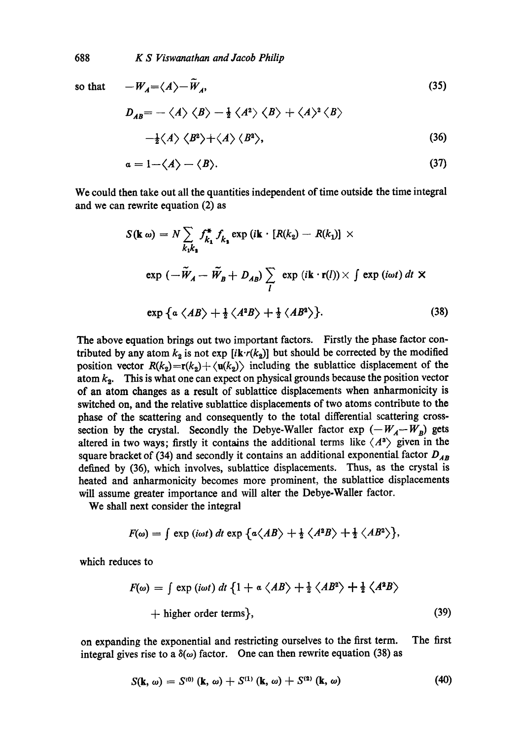so that

$$-W_A = \langle A \rangle - \tilde{W}_A, \tag{35}$$

$$D_{AB} = -\langle A \rangle \langle B \rangle - \tfrac{1}{2} \langle A^2 \rangle \langle B \rangle + \langle A \rangle^2 \langle B \rangle$$
$$-\tfrac{1}{2} \langle A \rangle \langle B^2 \rangle + \langle A \rangle \langle B^2 \rangle, \tag{36}$$

$$\alpha = 1 - \langle A \rangle - \langle B \rangle. \tag{37}$$

We could then take out all the quantities independent of time outside the time integral and we can rewrite equation (2) as

$$S(\mathbf{k}\,\omega) = N \sum_{k_1 k_2} f^*_{k_1} f_{k_2} \exp\left(i\mathbf{k} \cdot [R(k_2) - R(k_1)]\right) \times$$
$$\exp\left(-\tilde{W}_A - \tilde{W}_B + D_{AB}\right) \sum_l \exp\left(i\mathbf{k} \cdot \mathbf{r}(l)\right) \times \int \exp(i\omega t)\, dt \times$$
$$\exp\left\{\alpha \langle AB \rangle + \tfrac{1}{2} \langle A^2 B \rangle + \tfrac{1}{2} \langle AB^2 \rangle\right\}. \tag{38}$$

The above equation brings out two important factors. Firstly the phase factor contributed by any atom $k_2$ is not $\exp[i\mathbf{k} \cdot r(k_2)]$ but should be corrected by the modified position vector $R(k_2) = \mathbf{r}(k_2) + \langle \mathbf{u}(k_2) \rangle$ including the sublattice displacement of the atom $k_2$. This is what one can expect on physical grounds because the position vector of an atom changes as a result of sublattice displacements when anharmonicity is switched on, and the relative sublattice displacements of two atoms contribute to the phase of the scattering and consequently to the total differential scattering cross-section by the crystal. Secondly the Debye-Waller factor $\exp(-W_A - W_B)$ gets altered in two ways; firstly it contains the additional terms like $\langle A^3 \rangle$ given in the square bracket of (34) and secondly it contains an additional exponential factor $D_{AB}$ defined by (36), which involves, sublattice displacements. Thus, as the crystal is heated and anharmonicity becomes more prominent, the sublattice displacements will assume greater importance and will alter the Debye-Waller factor.

We shall next consider the integral

$$F(\omega) = \int \exp(i\omega t)\, dt \exp\left\{\alpha \langle AB \rangle + \tfrac{1}{2} \langle A^2 B \rangle + \tfrac{1}{2} \langle AB^2 \rangle\right\},$$

which reduces to

$$F(\omega) = \int \exp(i\omega t)\, dt \left\{1 + \alpha \langle AB \rangle + \tfrac{1}{2} \langle AB^2 \rangle + \tfrac{1}{2} \langle A^2 B \rangle\right.$$
$$\left. + \text{ higher order terms}\right\}, \tag{39}$$

on expanding the exponential and restricting ourselves to the first term. The first integral gives rise to a $\delta(\omega)$ factor. One can then rewrite equation (38) as

$$S(\mathbf{k}, \omega) = S^{(0)}(\mathbf{k}, \omega) + S^{(1)}(\mathbf{k}, \omega) + S^{(2)}(\mathbf{k}, \omega) \tag{40}$$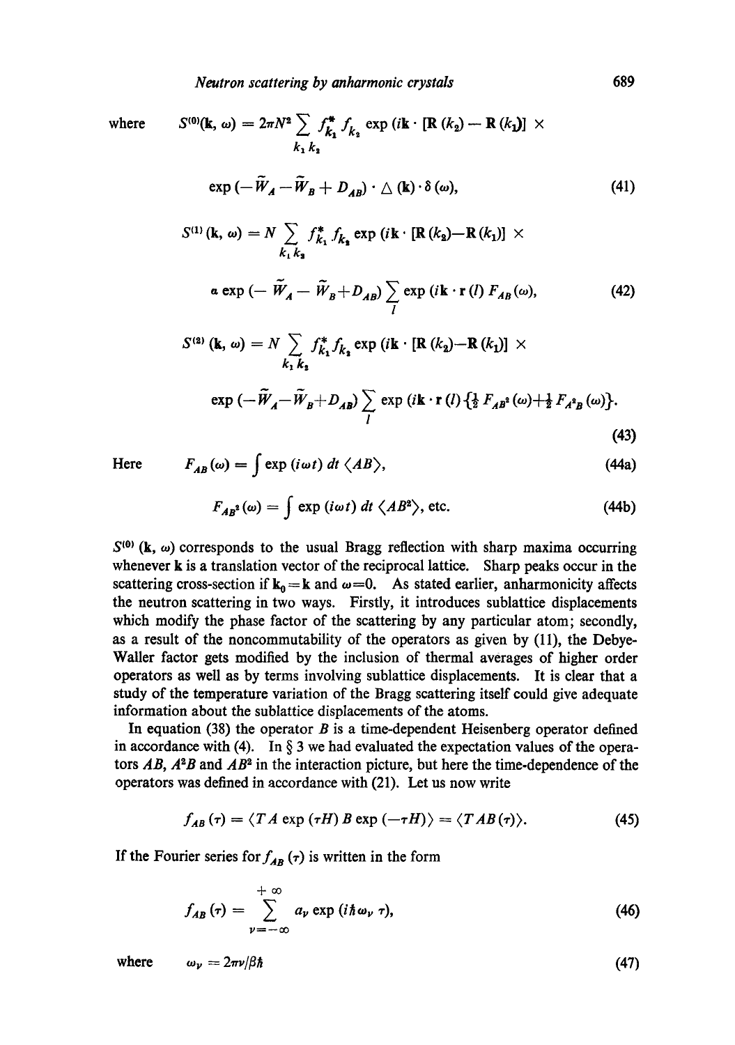where $$S^{(0)}(\mathbf{k}, \omega) = 2\pi N^2 \sum_{k_1 k_2} f^*_{k_1} f_{k_2} \exp (i\mathbf{k} \cdot [\mathbf{R}(k_2) - \mathbf{R}(k_1)] \times$$

$$\exp (-\tilde{W}_A - \tilde{W}_B + D_{AB}) \cdot \triangle (\mathbf{k}) \cdot \delta (\omega), \tag{41}$$

$$S^{(1)}(\mathbf{k}, \omega) = N \sum_{k_1 k_2} f^*_{k_1} f_{k_2} \exp (i\mathbf{k} \cdot [\mathbf{R}(k_2) - \mathbf{R}(k_1)] \times$$

$$a \exp (-\tilde{W}_A - \tilde{W}_B + D_{AB}) \sum_l \exp (i\mathbf{k} \cdot \mathbf{r}(l) F_{AB}(\omega), \tag{42}$$

$$S^{(2)}(\mathbf{k}, \omega) = N \sum_{k_1 k_2} f^*_{k_1} f_{k_2} \exp (i\mathbf{k} \cdot [\mathbf{R}(k_2) - \mathbf{R}(k_1)] \times$$

$$\exp (-\tilde{W}_A - \tilde{W}_B + D_{AB}) \sum_l \exp (i\mathbf{k} \cdot \mathbf{r}(l) \{\tfrac{1}{2} F_{AB^2}(\omega) + \tfrac{1}{2} F_{A^2B}(\omega)\}. \tag{43}$$

Here $$F_{AB}(\omega) = \int \exp (i\omega t)\, dt\, \langle AB \rangle, \tag{44a}$$

$$F_{AB^2}(\omega) = \int \exp (i\omega t)\, dt\, \langle AB^2 \rangle, \text{ etc.} \tag{44b}$$

$S^{(0)}(\mathbf{k}, \omega)$ corresponds to the usual Bragg reflection with sharp maxima occurring whenever $\mathbf{k}$ is a translation vector of the reciprocal lattice. Sharp peaks occur in the scattering cross-section if $\mathbf{k}_0 = \mathbf{k}$ and $\omega = 0$. As stated earlier, anharmonicity affects the neutron scattering in two ways. Firstly, it introduces sublattice displacements which modify the phase factor of the scattering by any particular atom; secondly, as a result of the noncommutability of the operators as given by (11), the Debye-Waller factor gets modified by the inclusion of thermal averages of higher order operators as well as by terms involving sublattice displacements. It is clear that a study of the temperature variation of the Bragg scattering itself could give adequate information about the sublattice displacements of the atoms.

In equation (38) the operator $B$ is a time-dependent Heisenberg operator defined in accordance with (4). In § 3 we had evaluated the expectation values of the operators $AB$, $A^2B$ and $AB^2$ in the interaction picture, but here the time-dependence of the operators was defined in accordance with (21). Let us now write

$$f_{AB}(\tau) = \langle TA \exp (\tau H) B \exp (-\tau H) \rangle = \langle TAB(\tau) \rangle. \tag{45}$$

If the Fourier series for $f_{AB}(\tau)$ is written in the form

$$f_{AB}(\tau) = \sum_{\nu=-\infty}^{+\infty} a_\nu \exp (i\hbar \omega_\nu \tau), \tag{46}$$

where $$\omega_\nu = 2\pi\nu/\beta\hbar \tag{47}$$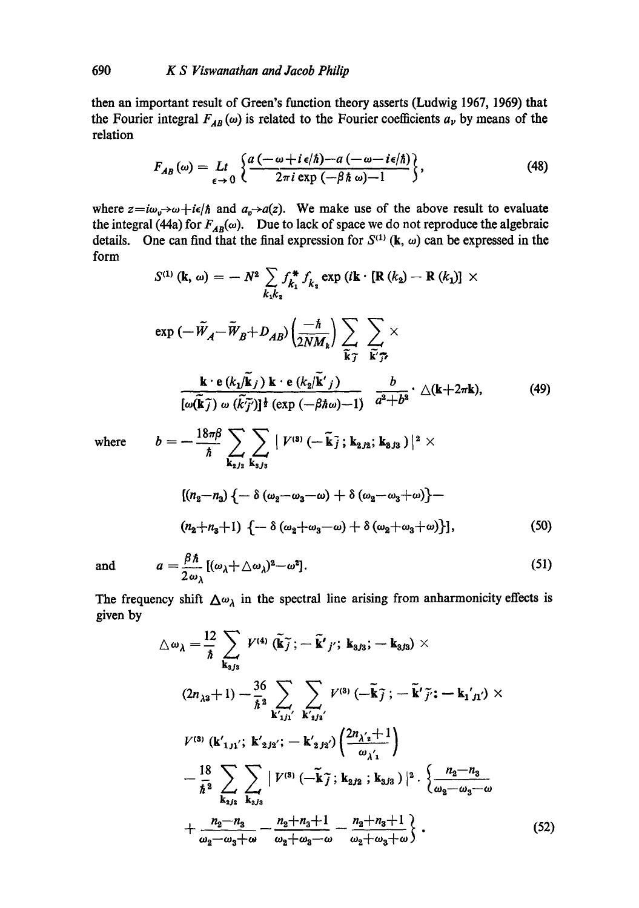then an important result of Green's function theory asserts (Ludwig 1967, 1969) that the Fourier integral $F_{AB}(\omega)$ is related to the Fourier coefficients $a_\nu$ by means of the relation

$$F_{AB}(\omega) = \underset{\epsilon \to 0}{Lt} \left\{ \frac{a(-\omega + i\epsilon/\hbar) - a(-\omega - i\epsilon/\hbar)}{2\pi i \exp(-\beta\hbar\omega) - 1} \right\}, \tag{48}$$

where $z = i\omega_\nu \to \omega + i\epsilon/\hbar$ and $a_\nu \to a(z)$. We make use of the above result to evaluate the integral (44a) for $F_{AB}(\omega)$. Due to lack of space we do not reproduce the algebraic details. One can find that the final expression for $S^{(1)}(\mathbf{k}, \omega)$ can be expressed in the form

$$S^{(1)}(\mathbf{k}, \omega) = -N^2 \sum_{k_1 k_2} f^*_{k_1} f_{k_2} \exp(i\mathbf{k} \cdot [\mathbf{R}(k_2) - \mathbf{R}(k_1)] \times$$

$$\exp(-\tilde{W}_A - \tilde{W}_B + D_{AB}) \left(\frac{-\hbar}{2NM_k}\right) \sum_{\tilde{\mathbf{k}}\tilde{j}} \sum_{\tilde{\mathbf{k}}'\tilde{j}'} \times$$

$$\frac{\mathbf{k} \cdot \mathbf{e}(k_1/\tilde{\mathbf{k}}j)\, \mathbf{k} \cdot \mathbf{e}(k_2/\tilde{\mathbf{k}}'j)}{[\omega(\tilde{\mathbf{k}}\tilde{j})\, \omega(\tilde{\mathbf{k}}'\tilde{j}')]^{\frac{1}{2}} (\exp(-\beta\hbar\omega) - 1)} \, \frac{b}{a^2 + b^2} \cdot \triangle(\mathbf{k} + 2\pi\mathbf{k}), \tag{49}$$

where $$b = -\frac{18\pi\beta}{\hbar} \sum_{\mathbf{k}_2 j_2} \sum_{\mathbf{k}_3 j_3} |V^{(3)}(-\tilde{\mathbf{k}}\tilde{j}; \mathbf{k}_{2j_2}; \mathbf{k}_{3j_3})|^2 \times$$

$$[(n_2 - n_3)\{-\delta(\omega_2 - \omega_3 - \omega) + \delta(\omega_2 - \omega_3 + \omega)\} -$$

$$(n_2 + n_3 + 1)\{-\delta(\omega_2 + \omega_3 - \omega) + \delta(\omega_2 + \omega_3 + \omega)\}], \tag{50}$$

and $$a = \frac{\beta\hbar}{2\omega_\lambda}[(\omega_\lambda + \triangle\omega_\lambda)^2 - \omega^2]. \tag{51}$$

The frequency shift $\triangle\omega_\lambda$ in the spectral line arising from anharmonicity effects is given by

$$\triangle\omega_\lambda = \frac{12}{\hbar} \sum_{\mathbf{k}_{3j_3}} V^{(4)}(\tilde{\mathbf{k}}\tilde{j}; -\tilde{\mathbf{k}}'j'; \mathbf{k}_{3j_3}; -\mathbf{k}_{3j_3}) \times$$

$$(2n_{\lambda 3} + 1) - \frac{36}{\hbar^2} \sum_{\mathbf{k}'_{1j_1'}} \sum_{\mathbf{k}'_{2j_2'}} V^{(3)}(-\tilde{\mathbf{k}}\tilde{j}; -\tilde{\mathbf{k}}'\tilde{j}'; -\mathbf{k}_1'{}_{j_1'}) \times$$

$$V^{(3)}(\mathbf{k}'_{1j_1'}; \mathbf{k}'_{2j_2'}; -\mathbf{k}'_{2j_2'}) \left(\frac{2n_{\lambda'_2} + 1}{\omega_{\lambda'_1}}\right)$$

$$-\frac{18}{\hbar^2} \sum_{\mathbf{k}_{2j_2}} \sum_{\mathbf{k}_{3j_3}} |V^{(3)}(-\tilde{\mathbf{k}}\tilde{j}; \mathbf{k}_{2j_2}; \mathbf{k}_{3j_3})|^2 \cdot \left\{ \frac{n_2 - n_3}{\omega_2 - \omega_3 - \omega} \right.$$

$$\left. + \frac{n_2 - n_3}{\omega_2 - \omega_3 + \omega} - \frac{n_2 + n_3 + 1}{\omega_2 + \omega_3 - \omega} - \frac{n_2 + n_3 + 1}{\omega_2 + \omega_3 + \omega} \right\}. \tag{52}$$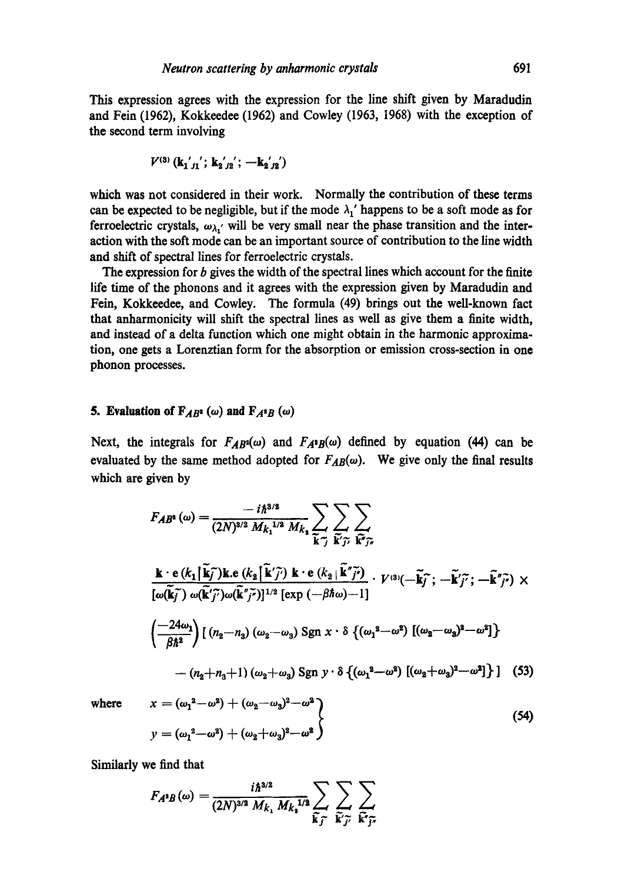This expression agrees with the expression for the line shift given by Maradudin and Fein (1962), Kokkeedee (1962) and Cowley (1963, 1968) with the exception of the second term involving

$$V^{(3)}\,(\mathbf{k_1}'_{j1}'; \mathbf{k_2}'_{j2}'; -\mathbf{k_2}'_{j2}')$$

which was not considered in their work. Normally the contribution of these terms can be expected to be negligible, but if the mode $\lambda_1'$ happens to be a soft mode as for ferroelectric crystals, $\omega_{\lambda_1'}$ will be very small near the phase transition and the interaction with the soft mode can be an important source of contribution to the line width and shift of spectral lines for ferroelectric crystals.

The expression for $b$ gives the width of the spectral lines which account for the finite life time of the phonons and it agrees with the expression given by Maradudin and Fein, Kokkeedee, and Cowley. The formula (49) brings out the well-known fact that anharmonicity will shift the spectral lines as well as give them a finite width, and instead of a delta function which one might obtain in the harmonic approximation, one gets a Lorenztian form for the absorption or emission cross-section in one phonon processes.

## 5. Evaluation of $F_{AB^2}(\omega)$ and $F_{A^2B}(\omega)$

Next, the integrals for $F_{AB^2}(\omega)$ and $F_{A^2B}(\omega)$ defined by equation (44) can be evaluated by the same method adopted for $F_{AB}(\omega)$. We give only the final results which are given by

$$F_{AB^2}(\omega) = \frac{-i\hbar^{3/2}}{(2N)^{3/2}\, M_{k_1}{}^{1/2}\, M_{k_2}} \sum_{\tilde{\mathbf{k}}\tilde{j}} \sum_{\tilde{\mathbf{k}}'\tilde{j}'} \sum_{\tilde{\mathbf{k}}''\tilde{j}''}$$

$$\frac{\mathbf{k}\cdot\mathbf{e}\,(k_1|\tilde{\mathbf{k}}\tilde{j})\,\mathbf{k}.\mathbf{e}\,(k_2|\tilde{\mathbf{k}}'\tilde{j}')\;\mathbf{k}\cdot\mathbf{e}\,(k_2|\tilde{\mathbf{k}}''\tilde{j}'')}{[\omega(\tilde{\mathbf{k}}\tilde{j})\,\omega(\tilde{\mathbf{k}}'\tilde{j}')\,\omega(\tilde{\mathbf{k}}''\tilde{j}'')]^{1/2}\,[\exp(-\beta\hbar\omega)-1]} \cdot V^{(3)}(-\tilde{\mathbf{k}}\tilde{j};\, -\tilde{\mathbf{k}}'\tilde{j}';\, -\tilde{\mathbf{k}}''\tilde{j}'') \times$$

$$\left(\frac{-24\omega_1}{\beta\hbar^2}\right)[\,(n_2-n_3)\,(\omega_2-\omega_3)\,\mathrm{Sgn}\,x\cdot\delta\,\{(\omega_1{}^2-\omega^2)\,[(\omega_2-\omega_3)^2-\omega^2]\}$$

$$-\,(n_2+n_3+1)\,(\omega_2+\omega_3)\,\mathrm{Sgn}\,y\cdot\delta\,\{(\omega_1{}^2-\omega^2)\,[(\omega_2+\omega_3)^2-\omega^2]\}\,] \quad (53)$$

where

$$\left.\begin{aligned} x &= (\omega_1{}^2-\omega^2)+(\omega_2-\omega_3)^2-\omega^2 \\ y &= (\omega_1{}^2-\omega^2)+(\omega_2+\omega_3)^2-\omega^2 \end{aligned}\right\} \quad (54)$$

Similarly we find that

$$F_{A^2B}(\omega) = \frac{i\hbar^{3/2}}{(2N)^{3/2}\, M_{k_1}\, M_{k_2}{}^{1/2}} \sum_{\tilde{\mathbf{k}}\tilde{j}} \sum_{\tilde{\mathbf{k}}'\tilde{j}'} \sum_{\tilde{\mathbf{k}}''\tilde{j}''}$$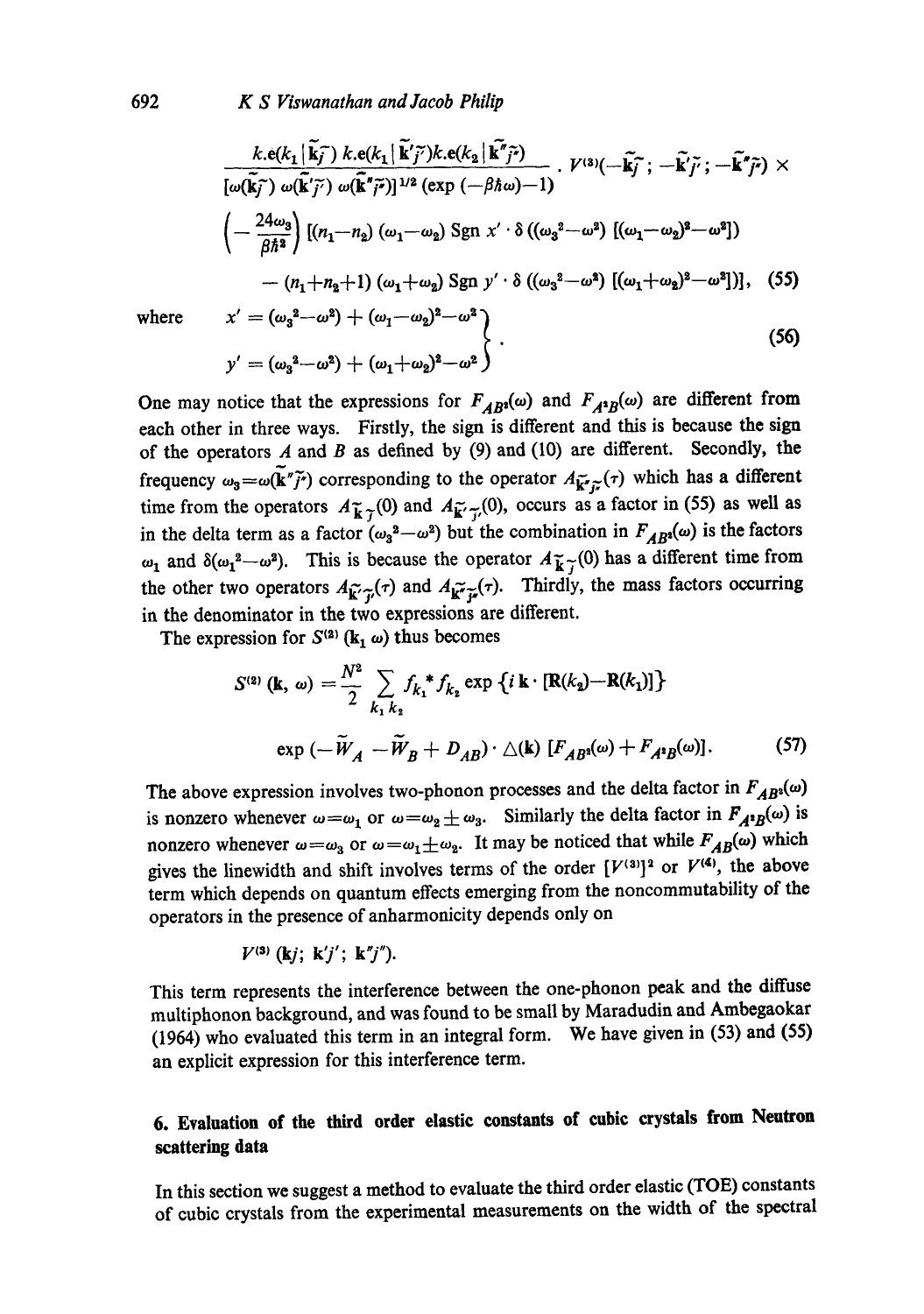$$\frac{k.\mathbf{e}(k_1|\widetilde{\mathbf{k}j})\, k.\mathbf{e}(k_1|\widetilde{\mathbf{k}'j'})k.\mathbf{e}(k_2|\widetilde{\mathbf{k}''j''})}{[\omega(\widetilde{\mathbf{k}j})\, \omega(\widetilde{\mathbf{k}'j'})\, \omega(\widetilde{\mathbf{k}''j''})]^{1/2}\, (\exp(-\beta\hbar\omega)-1)} \cdot V^{(3)}(-\widetilde{\mathbf{k}j}\,;\, -\widetilde{\mathbf{k}'j'}\,;\, -\widetilde{\mathbf{k}''j''}) \times$$

$$\left(-\frac{24\omega_3}{\beta\hbar^2}\right) [(n_1-n_2)\,(\omega_1-\omega_2)\; \mathrm{Sgn}\; x' \cdot \delta\left((\omega_3^2-\omega^2)\; [(\omega_1-\omega_2)^2-\omega^2]\right)$$

$$-\,(n_1+n_2+1)\,(\omega_1+\omega_2)\; \mathrm{Sgn}\; y' \cdot \delta\left((\omega_3^2-\omega^2)\; [(\omega_1+\omega_2)^2-\omega^2]\right)], \quad (55)$$

where
$$\left.\begin{aligned} x' &= (\omega_3^2-\omega^2) + (\omega_1-\omega_2)^2-\omega^2 \\ y' &= (\omega_3^2-\omega^2) + (\omega_1+\omega_2)^2-\omega^2 \end{aligned}\right\} . \quad (56)$$

One may notice that the expressions for $F_{AB^2}(\omega)$ and $F_{A^2B}(\omega)$ are different from each other in three ways. Firstly, the sign is different and this is because the sign of the operators $A$ and $B$ as defined by (9) and (10) are different. Secondly, the frequency $\omega_3=\omega(\widetilde{\mathbf{k}''j''})$ corresponding to the operator $A_{\widetilde{\mathbf{k}''j''}}(\tau)$ which has a different time from the operators $A_{\widetilde{\mathbf{k}j}}(0)$ and $A_{\widetilde{\mathbf{k}'j'}}(0)$, occurs as a factor in (55) as well as in the delta term as a factor $(\omega_3^2-\omega^2)$ but the combination in $F_{AB^2}(\omega)$ is the factors $\omega_1$ and $\delta(\omega_1^2-\omega^2)$. This is because the operator $A_{\widetilde{\mathbf{k}j}}(0)$ has a different time from the other two operators $A_{\widetilde{\mathbf{k}'j'}}(\tau)$ and $A_{\widetilde{\mathbf{k}''j''}}(\tau)$. Thirdly, the mass factors occurring in the denominator in the two expressions are different.

The expression for $S^{(2)}(\mathbf{k}_1\, \omega)$ thus becomes

$$S^{(2)}(\mathbf{k},\omega) = \frac{N^2}{2} \sum_{k_1 k_2} f_{k_1}^{*} f_{k_2} \exp\{i\,\mathbf{k}\cdot[\mathbf{R}(k_2)-\mathbf{R}(k_1)]\}$$

$$\exp(-\widetilde{W}_A - \widetilde{W}_B + D_{AB}) \cdot \triangle(\mathbf{k})\; [F_{AB^2}(\omega) + F_{A^2B}(\omega)]. \quad (57)$$

The above expression involves two-phonon processes and the delta factor in $F_{AB^2}(\omega)$ is nonzero whenever $\omega=\omega_1$ or $\omega=\omega_2\pm\omega_3$. Similarly the delta factor in $F_{A^2B}(\omega)$ is nonzero whenever $\omega=\omega_3$ or $\omega=\omega_1\pm\omega_2$. It may be noticed that while $F_{AB}(\omega)$ which gives the linewidth and shift involves terms of the order $[V^{(3)}]^2$ or $V^{(4)}$, the above term which depends on quantum effects emerging from the noncommutability of the operators in the presence of anharmonicity depends only on

$$V^{(3)}(\mathbf{k}j;\; \mathbf{k}'j';\; \mathbf{k}''j'').$$

This term represents the interference between the one-phonon peak and the diffuse multiphonon background, and was found to be small by Maradudin and Ambegaokar (1964) who evaluated this term in an integral form. We have given in (53) and (55) an explicit expression for this interference term.

## 6. Evaluation of the third order elastic constants of cubic crystals from Neutron scattering data

In this section we suggest a method to evaluate the third order elastic (TOE) constants of cubic crystals from the experimental measurements on the width of the spectral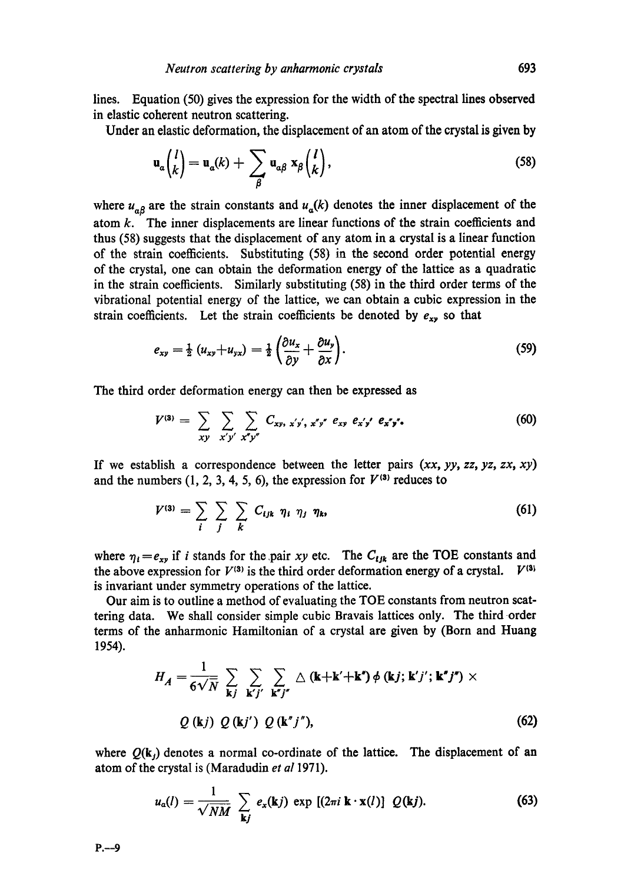lines. Equation (50) gives the expression for the width of the spectral lines observed in elastic coherent neutron scattering.

Under an elastic deformation, the displacement of an atom of the crystal is given by

$$\mathbf{u}_{\alpha}\binom{l}{k} = \mathbf{u}_{\alpha}(k) + \sum_{\beta} \mathbf{u}_{\alpha\beta}\, \mathbf{x}_{\beta}\binom{l}{k}, \tag{58}$$

where $u_{\alpha\beta}$ are the strain constants and $u_{\alpha}(k)$ denotes the inner displacement of the atom $k$. The inner displacements are linear functions of the strain coefficients and thus (58) suggests that the displacement of any atom in a crystal is a linear function of the strain coefficients. Substituting (58) in the second order potential energy of the crystal, one can obtain the deformation energy of the lattice as a quadratic in the strain coefficients. Similarly substituting (58) in the third order terms of the vibrational potential energy of the lattice, we can obtain a cubic expression in the strain coefficients. Let the strain coefficients be denoted by $e_{xy}$ so that

$$e_{xy} = \tfrac{1}{2}\,(u_{xy}+u_{yx}) = \tfrac{1}{2}\left(\frac{\partial u_x}{\partial y} + \frac{\partial u_y}{\partial x}\right). \tag{59}$$

The third order deformation energy can then be expressed as

$$V^{(3)} = \sum_{xy} \sum_{x'y'} \sum_{x''y''} C_{xy,\, x'y',\, x''y''}\, e_{xy}\, e_{x'y'}\, e_{x''y''}. \tag{60}$$

If we establish a correspondence between the letter pairs $(xx, yy, zz, yz, zx, xy)$ and the numbers $(1, 2, 3, 4, 5, 6)$, the expression for $V^{(3)}$ reduces to

$$V^{(3)} = \sum_{i} \sum_{j} \sum_{k} C_{ijk}\, \eta_i\, \eta_j\, \eta_k, \tag{61}$$

where $\eta_i = e_{xy}$ if $i$ stands for the pair $xy$ etc. The $C_{ijk}$ are the TOE constants and the above expression for $V^{(3)}$ is the third order deformation energy of a crystal. $V^{(3)}$ is invariant under symmetry operations of the lattice.

Our aim is to outline a method of evaluating the TOE constants from neutron scattering data. We shall consider simple cubic Bravais lattices only. The third order terms of the anharmonic Hamiltonian of a crystal are given by (Born and Huang 1954).

$$H_A = \frac{1}{6\sqrt{N}} \sum_{\mathbf{k}j} \sum_{\mathbf{k}'j'} \sum_{\mathbf{k}''j''} \Delta\,(\mathbf{k}+\mathbf{k}'+\mathbf{k}'')\, \phi\,(\mathbf{k}j;\, \mathbf{k}'j';\, \mathbf{k}''j'') \times$$

$$Q\,(\mathbf{k}j)\; Q\,(\mathbf{k}j')\; Q\,(\mathbf{k}''j''), \tag{62}$$

where $Q(\mathbf{k}_j)$ denotes a normal co-ordinate of the lattice. The displacement of an atom of the crystal is (Maradudin *et al* 1971).

$$u_{\alpha}(l) = \frac{1}{\sqrt{NM}} \sum_{\mathbf{k}j} e_{\alpha}(\mathbf{k}j)\, \exp\,[(2\pi i\, \mathbf{k}\cdot \mathbf{x}(l)]\; Q(\mathbf{k}j). \tag{63}$$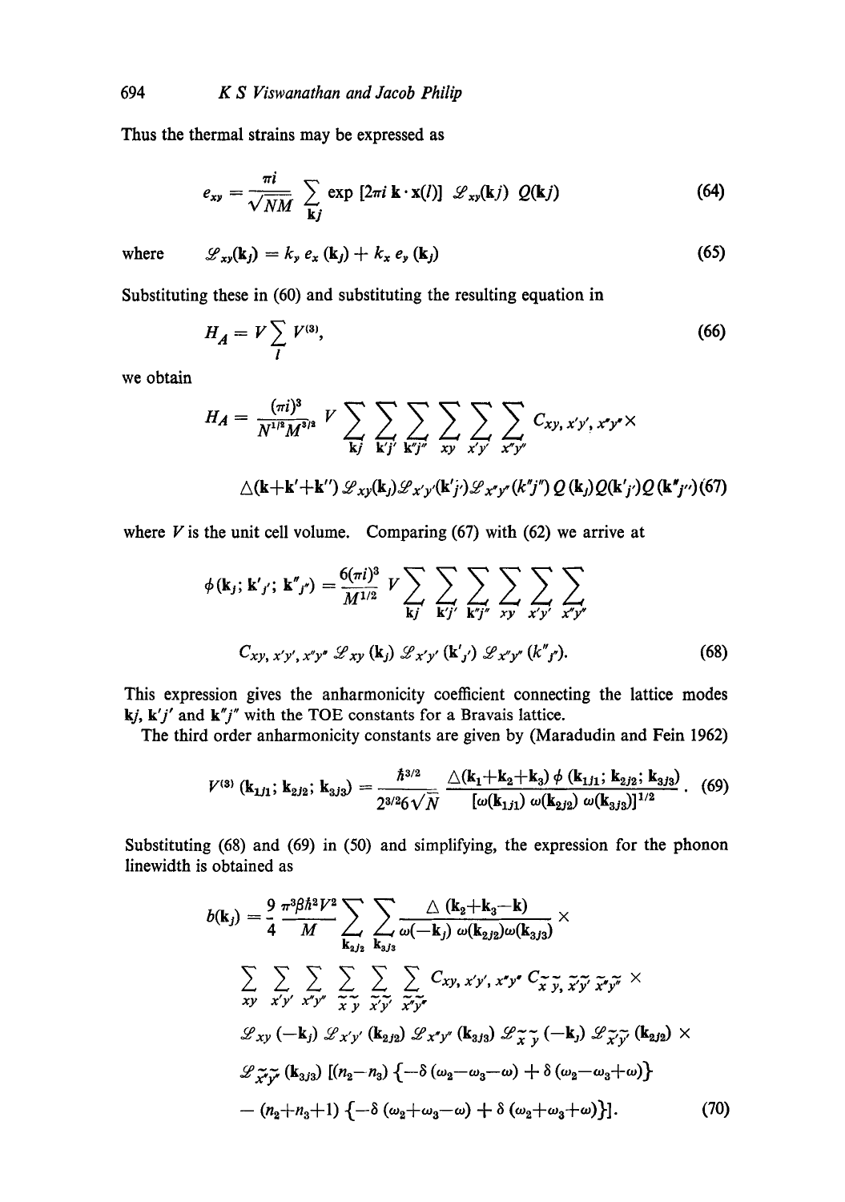Thus the thermal strains may be expressed as

$$e_{xy} = \frac{\pi i}{\sqrt{NM}} \sum_{\mathbf{k}j} \exp\left[2\pi i\, \mathbf{k}\cdot\mathbf{x}(l)\right] \mathscr{L}_{xy}(\mathbf{k}j)\; Q(\mathbf{k}j) \tag{64}$$

where $\quad \mathscr{L}_{xy}(\mathbf{k}_j) = k_y\, e_x(\mathbf{k}_j) + k_x\, e_y(\mathbf{k}_j) \qquad (65)$

Substituting these in (60) and substituting the resulting equation in

$$H_A = V \sum_{l} V^{(3)}, \tag{66}$$

we obtain

$$H_A = \frac{(\pi i)^3}{N^{1/2} M^{3/2}}\, V \sum_{\mathbf{k}j} \sum_{\mathbf{k}'j'} \sum_{\mathbf{k}''j''} \sum_{xy} \sum_{x'y'} \sum_{x''y''} C_{xy,\, x'y',\, x''y''} \times$$

$$\Delta(\mathbf{k}+\mathbf{k}'+\mathbf{k}'')\, \mathscr{L}_{xy}(\mathbf{k}_j) \mathscr{L}_{x'y'}(\mathbf{k}'_{j'}) \mathscr{L}_{x''y''}(k''_{j''})\, Q(\mathbf{k}_j) Q(\mathbf{k}'_{j'}) Q(\mathbf{k}''_{j''}) \tag{67}$$

where $V$ is the unit cell volume. Comparing (67) with (62) we arrive at

$$\phi(\mathbf{k}_j;\, \mathbf{k}'_{j'};\, \mathbf{k}''_{j''}) = \frac{6(\pi i)^3}{M^{1/2}}\, V \sum_{\mathbf{k}j} \sum_{\mathbf{k}'j'} \sum_{\mathbf{k}''j''} \sum_{xy} \sum_{x'y'} \sum_{x''y''}$$

$$C_{xy,\, x'y',\, x''y''}\, \mathscr{L}_{xy}(\mathbf{k}_j)\, \mathscr{L}_{x'y'}(\mathbf{k}'_{j'})\, \mathscr{L}_{x''y''}(k''_{j''}). \tag{68}$$

This expression gives the anharmonicity coefficient connecting the lattice modes $\mathbf{k}j$, $\mathbf{k}'j'$ and $\mathbf{k}''j''$ with the TOE constants for a Bravais lattice.

The third order anharmonicity constants are given by (Maradudin and Fein 1962)

$$V^{(3)}(\mathbf{k}_{1j_1};\, \mathbf{k}_{2j_2};\, \mathbf{k}_{3j_3}) = \frac{\hbar^{3/2}}{2^{3/2} 6\sqrt{N}}\, \frac{\Delta(\mathbf{k}_1+\mathbf{k}_2+\mathbf{k}_3)\, \phi(\mathbf{k}_{1j_1};\, \mathbf{k}_{2j_2};\, \mathbf{k}_{3j_3})}{[\omega(\mathbf{k}_{1j_1})\, \omega(\mathbf{k}_{2j_2})\, \omega(\mathbf{k}_{3j_3})]^{1/2}}. \tag{69}$$

Substituting (68) and (69) in (50) and simplifying, the expression for the phonon linewidth is obtained as

$$b(\mathbf{k}_j) = \frac{9}{4}\, \frac{\pi^3 \beta \hbar^2 V^2}{M} \sum_{\mathbf{k}_{2j_2}} \sum_{\mathbf{k}_{3j_3}} \frac{\Delta(\mathbf{k}_2+\mathbf{k}_3-\mathbf{k})}{\omega(-\mathbf{k}_j)\, \omega(\mathbf{k}_{2j_2}) \omega(\mathbf{k}_{3j_3})} \times$$

$$\sum_{xy} \sum_{x'y'} \sum_{x''y''} \sum_{\tilde{x}\tilde{y}} \sum_{\tilde{x}'\tilde{y}'} \sum_{\tilde{x}''\tilde{y}''} C_{xy,\, x'y',\, x''y''}\, C_{\tilde{x}\tilde{y},\, \tilde{x}'\tilde{y}',\, \tilde{x}''\tilde{y}''} \times$$

$$\mathscr{L}_{xy}(-\mathbf{k}_j)\, \mathscr{L}_{x'y'}(\mathbf{k}_{2j_2})\, \mathscr{L}_{x''y''}(\mathbf{k}_{3j_3})\, \mathscr{L}_{\tilde{x}\tilde{y}}(-\mathbf{k}_j)\, \mathscr{L}_{\tilde{x}'\tilde{y}'}(\mathbf{k}_{2j_2}) \times$$

$$\mathscr{L}_{\tilde{x}''\tilde{y}''}(\mathbf{k}_{3j_3})\, [(n_2-n_3)\{-\delta(\omega_2-\omega_3-\omega) + \delta(\omega_2-\omega_3+\omega)\}$$

$$-\,(n_2+n_3+1)\{-\delta(\omega_2+\omega_3-\omega) + \delta(\omega_2+\omega_3+\omega)\}]. \tag{70}$$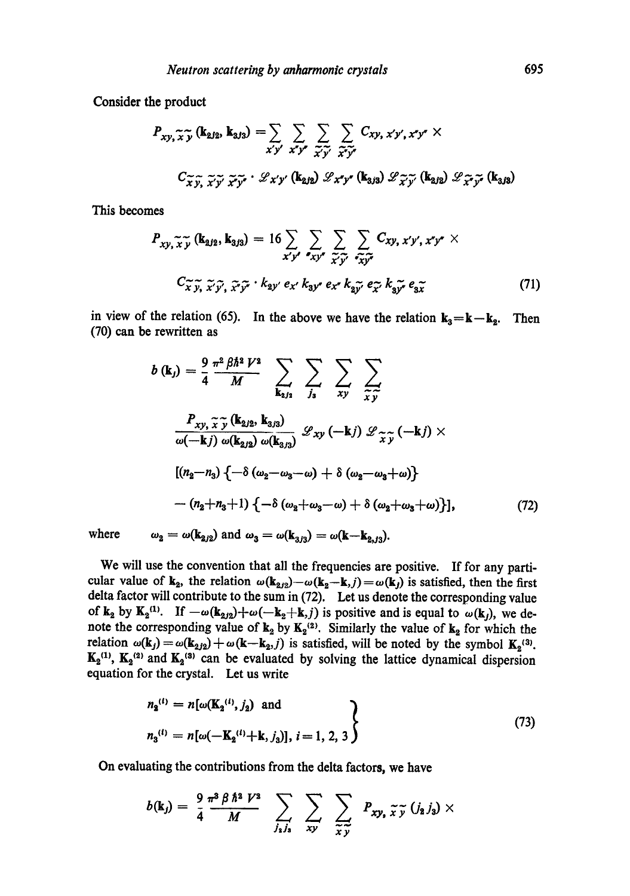Consider the product

$$P_{xy,\tilde{x}\tilde{y}}(\mathbf{k}_{2j2},\mathbf{k}_{3j3}) = \sum_{x'y'}\sum_{x''y''}\sum_{\tilde{x}'\tilde{y}'}\sum_{\tilde{x}''\tilde{y}''} C_{xy,x'y',x''y''} \times$$

$$C_{\tilde{x}\tilde{y},\tilde{x}'\tilde{y}',\tilde{x}''\tilde{y}''} \cdot \mathscr{L}_{x'y'}(\mathbf{k}_{2j2})\,\mathscr{L}_{x''y''}(\mathbf{k}_{3j3})\,\mathscr{L}_{\tilde{x}'\tilde{y}'}(\mathbf{k}_{2j2})\,\mathscr{L}_{\tilde{x}''\tilde{y}''}(\mathbf{k}_{3j3})$$

This becomes

$$P_{xy,\tilde{x}\tilde{y}}(\mathbf{k}_{2j2},\mathbf{k}_{3j3}) = 16\sum_{x'y'}\sum_{x''y''}\sum_{\tilde{x}'\tilde{y}'}\sum_{\tilde{x}''\tilde{y}''} C_{xy,x'y',x''y''} \times$$

$$C_{\tilde{x}\tilde{y},\tilde{x}'\tilde{y}',\tilde{x}''\tilde{y}''} \cdot k_{2y'}\,e_{x'}\,k_{3y''}\,e_{x''}\,k_{2\tilde{y}'}\,e_{\tilde{x}'}\,k_{3\tilde{y}''}\,e_{3\tilde{x}} \tag{71}$$

in view of the relation (65). In the above we have the relation $\mathbf{k}_3 = \mathbf{k} - \mathbf{k}_2$. Then (70) can be rewritten as

$$b(\mathbf{k}_j) = \frac{9}{4}\frac{\pi^2 \beta \hbar^2 V^2}{M} \sum_{\mathbf{k}_{2j2}}\sum_{j_3}\sum_{xy}\sum_{\tilde{x}\tilde{y}}$$

$$\frac{P_{xy,\tilde{x}\tilde{y}}(\mathbf{k}_{2j2},\mathbf{k}_{3j3})}{\omega(-\mathbf{k}j)\,\omega(\mathbf{k}_{2j2})\,\omega(\mathbf{k}_{3j3})}\,\mathscr{L}_{xy}(-\mathbf{k}j)\,\mathscr{L}_{\tilde{x}\tilde{y}}(-\mathbf{k}j) \times$$

$$[(n_2-n_3)\{-\delta(\omega_2-\omega_3-\omega)+\delta(\omega_2-\omega_3+\omega)\}$$

$$-(n_2+n_3+1)\{-\delta(\omega_2+\omega_3-\omega)+\delta(\omega_2+\omega_3+\omega)\}], \tag{72}$$

where $\quad \omega_2 = \omega(\mathbf{k}_{2j2})$ and $\omega_3 = \omega(\mathbf{k}_{3j3}) = \omega(\mathbf{k}-\mathbf{k}_{2,j3})$.

We will use the convention that all the frequencies are positive. If for any particular value of $\mathbf{k}_2$, the relation $\omega(\mathbf{k}_{2j2}) - \omega(\mathbf{k}_2 - \mathbf{k}, j) = \omega(\mathbf{k}_j)$ is satisfied, then the first delta factor will contribute to the sum in (72). Let us denote the corresponding value of $\mathbf{k}_2$ by $\mathbf{K}_2^{(1)}$. If $-\omega(\mathbf{k}_{2j2}) + \omega(-\mathbf{k}_2 + \mathbf{k}, j)$ is positive and is equal to $\omega(\mathbf{k}_j)$, we denote the corresponding value of $\mathbf{k}_2$ by $\mathbf{K}_2^{(2)}$. Similarly the value of $\mathbf{k}_2$ for which the relation $\omega(\mathbf{k}_j) = \omega(\mathbf{k}_{2j2}) + \omega(\mathbf{k} - \mathbf{k}_2, j)$ is satisfied, will be noted by the symbol $\mathbf{K}_2^{(3)}$. $\mathbf{K}_2^{(1)}$, $\mathbf{K}_2^{(2)}$ and $\mathbf{K}_2^{(3)}$ can be evaluated by solving the lattice dynamical dispersion equation for the crystal. Let us write

$$\left.\begin{aligned} n_2^{(i)} &= n[\omega(\mathbf{K}_2^{(i)}, j_2) \text{ and} \\ n_3^{(i)} &= n[\omega(-\mathbf{K}_2^{(i)} + \mathbf{k}, j_3)],\ i = 1, 2, 3 \end{aligned}\right\} \tag{73}$$

On evaluating the contributions from the delta factors, we have

$$b(\mathbf{k}_j) = \frac{9}{4}\frac{\pi^3 \beta \hbar^2 V^2}{M} \sum_{j_2 j_3}\sum_{xy}\sum_{\tilde{x}\tilde{y}} P_{xy,\tilde{x}\tilde{y}}(j_2 j_3) \times$$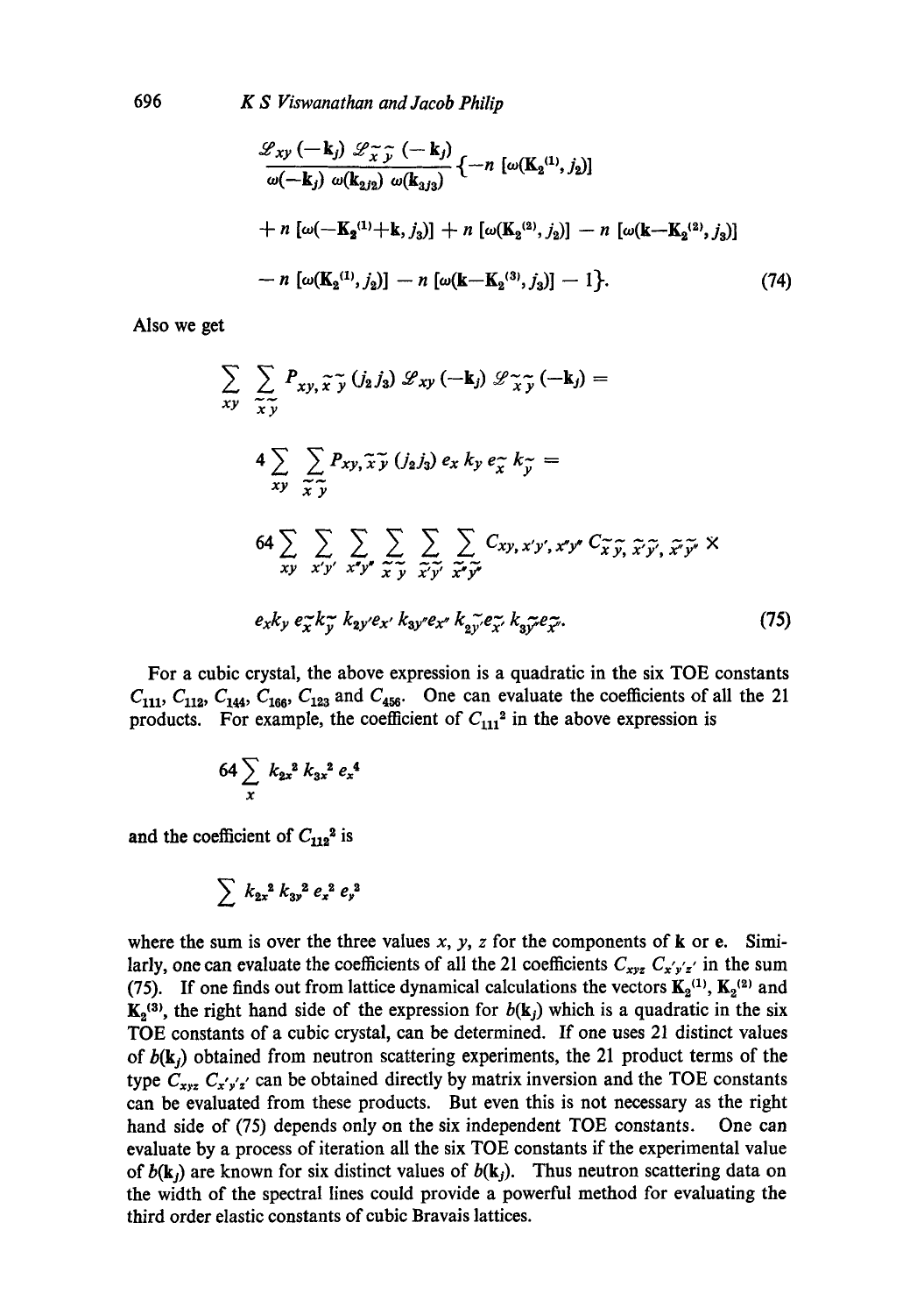$$\frac{\mathscr{L}_{xy}(-\mathbf{k}_j)\ \mathscr{L}_{\tilde{x}\tilde{y}}(-\mathbf{k}_j)}{\omega(-\mathbf{k}_j)\ \omega(\mathbf{k}_{2j_2})\ \omega(\mathbf{k}_{3j_3})}\{-n\ [\omega(\mathbf{K}_2^{(1)}, j_2)]$$

$$+ n\ [\omega(-\mathbf{K}_2^{(1)}+\mathbf{k}, j_3)] + n\ [\omega(\mathbf{K}_2^{(2)}, j_2)] - n\ [\omega(\mathbf{k}-\mathbf{K}_2^{(2)}, j_3)]$$

$$- n\ [\omega(\mathbf{K}_2^{(1)}, j_2)] - n\ [\omega(\mathbf{k}-\mathbf{K}_2^{(3)}, j_3)] - 1\}. \tag{74}$$

Also we get

$$\sum_{xy} \sum_{\tilde{x}\tilde{y}} P_{xy,\tilde{x}\tilde{y}}(j_2 j_3)\ \mathscr{L}_{xy}(-\mathbf{k}_j)\ \mathscr{L}_{\tilde{x}\tilde{y}}(-\mathbf{k}_j) =$$

$$4 \sum_{xy} \sum_{\tilde{x}\tilde{y}} P_{xy,\tilde{x}\tilde{y}}(j_2 j_3)\ e_x\, k_y\, e_{\tilde{x}}\, k_{\tilde{y}} =$$

$$64 \sum_{xy} \sum_{x'y'} \sum_{x''y''} \sum_{\tilde{x}\tilde{y}} \sum_{\tilde{x}'\tilde{y}'} \sum_{\tilde{x}''\tilde{y}''} C_{xy,x'y',x''y''}\ C_{\tilde{x}\tilde{y},\tilde{x}'\tilde{y}',\tilde{x}''\tilde{y}''} \times$$

$$e_x k_y\, e_{\tilde{x}} k_{\tilde{y}}\, k_{2y'} e_{x'}\, k_{3y''} e_{x''}\, k_{2\tilde{y}'} e_{\tilde{x}'}\, k_{3\tilde{y}''} e_{\tilde{x}''}. \tag{75}$$

For a cubic crystal, the above expression is a quadratic in the six TOE constants $C_{111}$, $C_{112}$, $C_{144}$, $C_{166}$, $C_{123}$ and $C_{456}$. One can evaluate the coefficients of all the 21 products. For example, the coefficient of $C_{111}^2$ in the above expression is

$$64 \sum_{x} k_{2x}^2\, k_{3x}^2\, e_x^4$$

and the coefficient of $C_{112}^2$ is

$$\sum k_{2x}^2\, k_{3y}^2\, e_x^2\, e_y^2$$

where the sum is over the three values $x$, $y$, $z$ for the components of $\mathbf{k}$ or $\mathbf{e}$. Similarly, one can evaluate the coefficients of all the 21 coefficients $C_{xyz}\, C_{x'y'z'}$ in the sum (75). If one finds out from lattice dynamical calculations the vectors $\mathbf{K}_2^{(1)}$, $\mathbf{K}_2^{(2)}$ and $\mathbf{K}_2^{(3)}$, the right hand side of the expression for $b(\mathbf{k}_j)$ which is a quadratic in the six TOE constants of a cubic crystal, can be determined. If one uses 21 distinct values of $b(\mathbf{k}_j)$ obtained from neutron scattering experiments, the 21 product terms of the type $C_{xyz}\, C_{x'y'z'}$ can be obtained directly by matrix inversion and the TOE constants can be evaluated from these products. But even this is not necessary as the right hand side of (75) depends only on the six independent TOE constants. One can evaluate by a process of iteration all the six TOE constants if the experimental value of $b(\mathbf{k}_j)$ are known for six distinct values of $b(\mathbf{k}_j)$. Thus neutron scattering data on the width of the spectral lines could provide a powerful method for evaluating the third order elastic constants of cubic Bravais lattices.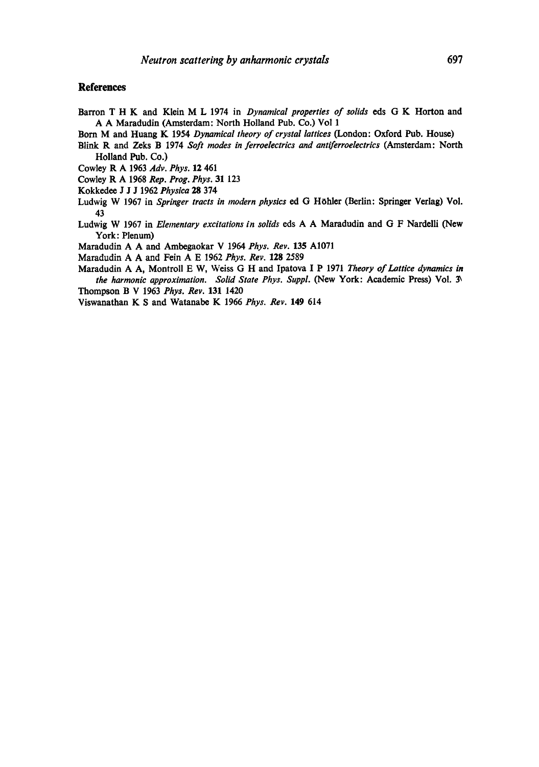## References

Barron T H K and Klein M L 1974 in *Dynamical properties of solids* eds G K Horton and A A Maradudin (Amsterdam: North Holland Pub. Co.) Vol 1

Born M and Huang K 1954 *Dynamical theory of crystal lattices* (London: Oxford Pub. House)

Blink R and Zeks B 1974 *Soft modes in ferroelectrics and antiferroelectrics* (Amsterdam: North Holland Pub. Co.)

Cowley R A 1963 *Adv. Phys.* **12** 461

Cowley R A 1968 *Rep. Prog. Phys.* **31** 123

Kokkedee J J J 1962 *Physica* **28** 374

Ludwig W 1967 in *Springer tracts in modern physics* ed G Höhler (Berlin: Springer Verlag) Vol. 43

Ludwig W 1967 in *Elementary excitations in solids* eds A A Maradudin and G F Nardelli (New York: Plenum)

Maradudin A A and Ambegaokar V 1964 *Phys. Rev.* **135** A1071

Maradudin A A and Fein A E 1962 *Phys. Rev.* **128** 2589

Maradudin A A, Montroll E W, Weiss G H and Ipatova I P 1971 *Theory of Lattice dynamics in the harmonic approximation. Solid State Phys. Suppl.* (New York: Academic Press) Vol. 3

Thompson B V 1963 *Phys. Rev.* **131** 1420

Viswanathan K S and Watanabe K 1966 *Phys. Rev.* **149** 614